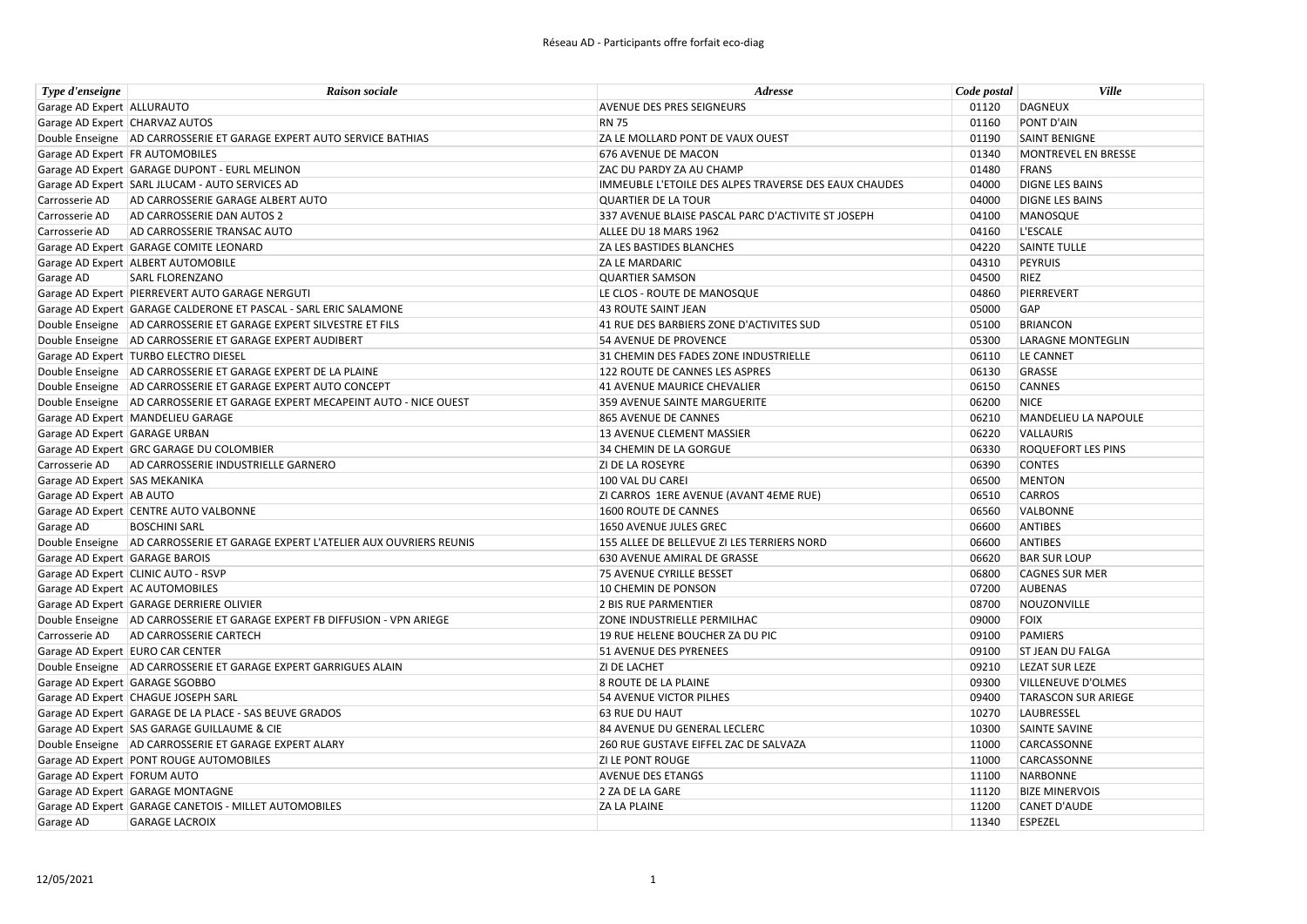# Réseau AD - Participants offre forfait eco-diag

| *Type d'enseigne* | *Raison sociale* | *Adresse* | *Code postal* | *Ville* |
|---|---|---|---|---|
| Garage AD Expert | ALLURAUTO | AVENUE DES PRES SEIGNEURS | 01120 | DAGNEUX |
| Garage AD Expert | CHARVAZ AUTOS | RN 75 | 01160 | PONT D'AIN |
| Double Enseigne | AD CARROSSERIE ET GARAGE EXPERT AUTO SERVICE BATHIAS | ZA LE MOLLARD PONT DE VAUX OUEST | 01190 | SAINT BENIGNE |
| Garage AD Expert | FR AUTOMOBILES | 676 AVENUE DE MACON | 01340 | MONTREVEL EN BRESSE |
| Garage AD Expert | GARAGE DUPONT - EURL MELINON | ZAC DU PARDY ZA AU CHAMP | 01480 | FRANS |
| Garage AD Expert | SARL JLUCAM - AUTO SERVICES AD | IMMEUBLE L'ETOILE DES ALPES TRAVERSE DES EAUX CHAUDES | 04000 | DIGNE LES BAINS |
| Carrosserie AD | AD CARROSSERIE GARAGE ALBERT AUTO | QUARTIER DE LA TOUR | 04000 | DIGNE LES BAINS |
| Carrosserie AD | AD CARROSSERIE DAN AUTOS 2 | 337 AVENUE BLAISE PASCAL PARC D'ACTIVITE ST JOSEPH | 04100 | MANOSQUE |
| Carrosserie AD | AD CARROSSERIE TRANSAC AUTO | ALLEE DU 18 MARS 1962 | 04160 | L'ESCALE |
| Garage AD Expert | GARAGE COMITE LEONARD | ZA LES BASTIDES BLANCHES | 04220 | SAINTE TULLE |
| Garage AD Expert | ALBERT AUTOMOBILE | ZA LE MARDARIC | 04310 | PEYRUIS |
| Garage AD | SARL FLORENZANO | QUARTIER SAMSON | 04500 | RIEZ |
| Garage AD Expert | PIERREVERT AUTO GARAGE NERGUTI | LE CLOS - ROUTE DE MANOSQUE | 04860 | PIERREVERT |
| Garage AD Expert | GARAGE CALDERONE ET PASCAL - SARL ERIC SALAMONE | 43 ROUTE SAINT JEAN | 05000 | GAP |
| Double Enseigne | AD CARROSSERIE ET GARAGE EXPERT SILVESTRE ET FILS | 41 RUE DES BARBIERS ZONE D'ACTIVITES SUD | 05100 | BRIANCON |
| Double Enseigne | AD CARROSSERIE ET GARAGE EXPERT AUDIBERT | 54 AVENUE DE PROVENCE | 05300 | LARAGNE MONTEGLIN |
| Garage AD Expert | TURBO ELECTRO DIESEL | 31 CHEMIN DES FADES ZONE INDUSTRIELLE | 06110 | LE CANNET |
| Double Enseigne | AD CARROSSERIE ET GARAGE EXPERT DE LA PLAINE | 122 ROUTE DE CANNES LES ASPRES | 06130 | GRASSE |
| Double Enseigne | AD CARROSSERIE ET GARAGE EXPERT AUTO CONCEPT | 41 AVENUE MAURICE CHEVALIER | 06150 | CANNES |
| Double Enseigne | AD CARROSSERIE ET GARAGE EXPERT MECAPEINT AUTO - NICE OUEST | 359 AVENUE SAINTE MARGUERITE | 06200 | NICE |
| Garage AD Expert | MANDELIEU GARAGE | 865 AVENUE DE CANNES | 06210 | MANDELIEU LA NAPOULE |
| Garage AD Expert | GARAGE URBAN | 13 AVENUE CLEMENT MASSIER | 06220 | VALLAURIS |
| Garage AD Expert | GRC GARAGE DU COLOMBIER | 34 CHEMIN DE LA GORGUE | 06330 | ROQUEFORT LES PINS |
| Carrosserie AD | AD CARROSSERIE INDUSTRIELLE GARNERO | ZI DE LA ROSEYRE | 06390 | CONTES |
| Garage AD Expert | SAS MEKANIKA | 100 VAL DU CAREI | 06500 | MENTON |
| Garage AD Expert | AB AUTO | ZI CARROS 1ERE AVENUE (AVANT 4EME RUE) | 06510 | CARROS |
| Garage AD Expert | CENTRE AUTO VALBONNE | 1600 ROUTE DE CANNES | 06560 | VALBONNE |
| Garage AD | BOSCHINI SARL | 1650 AVENUE JULES GREC | 06600 | ANTIBES |
| Double Enseigne | AD CARROSSERIE ET GARAGE EXPERT L'ATELIER AUX OUVRIERS REUNIS | 155 ALLEE DE BELLEVUE ZI LES TERRIERS NORD | 06600 | ANTIBES |
| Garage AD Expert | GARAGE BAROIS | 630 AVENUE AMIRAL DE GRASSE | 06620 | BAR SUR LOUP |
| Garage AD Expert | CLINIC AUTO - RSVP | 75 AVENUE CYRILLE BESSET | 06800 | CAGNES SUR MER |
| Garage AD Expert | AC AUTOMOBILES | 10 CHEMIN DE PONSON | 07200 | AUBENAS |
| Garage AD Expert | GARAGE DERRIERE OLIVIER | 2 BIS RUE PARMENTIER | 08700 | NOUZONVILLE |
| Double Enseigne | AD CARROSSERIE ET GARAGE EXPERT FB DIFFUSION - VPN ARIEGE | ZONE INDUSTRIELLE PERMILHAC | 09000 | FOIX |
| Carrosserie AD | AD CARROSSERIE CARTECH | 19 RUE HELENE BOUCHER ZA DU PIC | 09100 | PAMIERS |
| Garage AD Expert | EURO CAR CENTER | 51 AVENUE DES PYRENEES | 09100 | ST JEAN DU FALGA |
| Double Enseigne | AD CARROSSERIE ET GARAGE EXPERT GARRIGUES ALAIN | ZI DE LACHET | 09210 | LEZAT SUR LEZE |
| Garage AD Expert | GARAGE SGOBBO | 8 ROUTE DE LA PLAINE | 09300 | VILLENEUVE D'OLMES |
| Garage AD Expert | CHAGUE JOSEPH SARL | 54 AVENUE VICTOR PILHES | 09400 | TARASCON SUR ARIEGE |
| Garage AD Expert | GARAGE DE LA PLACE - SAS BEUVE GRADOS | 63 RUE DU HAUT | 10270 | LAUBRESSEL |
| Garage AD Expert | SAS GARAGE GUILLAUME & CIE | 84 AVENUE DU GENERAL LECLERC | 10300 | SAINTE SAVINE |
| Double Enseigne | AD CARROSSERIE ET GARAGE EXPERT ALARY | 260 RUE GUSTAVE EIFFEL ZAC DE SALVAZA | 11000 | CARCASSONNE |
| Garage AD Expert | PONT ROUGE AUTOMOBILES | ZI LE PONT ROUGE | 11000 | CARCASSONNE |
| Garage AD Expert | FORUM AUTO | AVENUE DES ETANGS | 11100 | NARBONNE |
| Garage AD Expert | GARAGE MONTAGNE | 2 ZA DE LA GARE | 11120 | BIZE MINERVOIS |
| Garage AD Expert | GARAGE CANETOIS - MILLET AUTOMOBILES | ZA LA PLAINE | 11200 | CANET D'AUDE |
| Garage AD | GARAGE LACROIX | | 11340 | ESPEZEL |

12/05/2021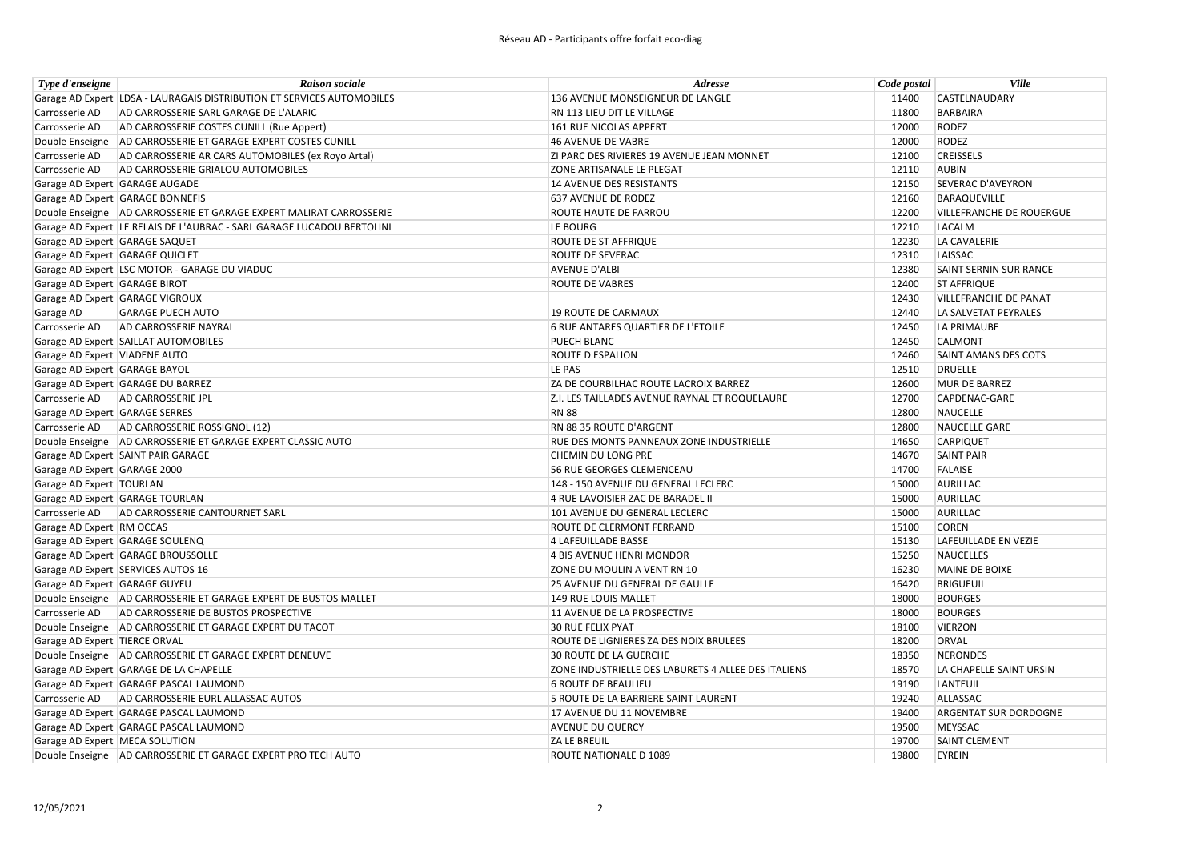# Réseau AD - Participants offre forfait eco-diag

| *Type d'enseigne* | *Raison sociale* | *Adresse* | *Code postal* | *Ville* |
|---|---|---|---|---|
| Garage AD Expert | LDSA - LAURAGAIS DISTRIBUTION ET SERVICES AUTOMOBILES | 136 AVENUE MONSEIGNEUR DE LANGLE | 11400 | CASTELNAUDARY |
| Carrosserie AD | AD CARROSSERIE SARL GARAGE DE L'ALARIC | RN 113 LIEU DIT LE VILLAGE | 11800 | BARBAIRA |
| Carrosserie AD | AD CARROSSERIE COSTES CUNILL (Rue Appert) | 161 RUE NICOLAS APPERT | 12000 | RODEZ |
| Double Enseigne | AD CARROSSERIE ET GARAGE EXPERT COSTES CUNILL | 46 AVENUE DE VABRE | 12000 | RODEZ |
| Carrosserie AD | AD CARROSSERIE AR CARS AUTOMOBILES (ex Royo Artal) | ZI PARC DES RIVIERES 19 AVENUE JEAN MONNET | 12100 | CREISSELS |
| Carrosserie AD | AD CARROSSERIE GRIALOU AUTOMOBILES | ZONE ARTISANALE LE PLEGAT | 12110 | AUBIN |
| Garage AD Expert | GARAGE AUGADE | 14 AVENUE DES RESISTANTS | 12150 | SEVERAC D'AVEYRON |
| Garage AD Expert | GARAGE BONNEFIS | 637 AVENUE DE RODEZ | 12160 | BARAQUEVILLE |
| Double Enseigne | AD CARROSSERIE ET GARAGE EXPERT MALIRAT CARROSSERIE | ROUTE HAUTE DE FARROU | 12200 | VILLEFRANCHE DE ROUERGUE |
| Garage AD Expert | LE RELAIS DE L'AUBRAC - SARL GARAGE LUCADOU BERTOLINI | LE BOURG | 12210 | LACALM |
| Garage AD Expert | GARAGE SAQUET | ROUTE DE ST AFFRIQUE | 12230 | LA CAVALERIE |
| Garage AD Expert | GARAGE QUICLET | ROUTE DE SEVERAC | 12310 | LAISSAC |
| Garage AD Expert | LSC MOTOR - GARAGE DU VIADUC | AVENUE D'ALBI | 12380 | SAINT SERNIN SUR RANCE |
| Garage AD Expert | GARAGE BIROT | ROUTE DE VABRES | 12400 | ST AFFRIQUE |
| Garage AD Expert | GARAGE VIGROUX | | 12430 | VILLEFRANCHE DE PANAT |
| Garage AD | GARAGE PUECH AUTO | 19 ROUTE DE CARMAUX | 12440 | LA SALVETAT PEYRALES |
| Carrosserie AD | AD CARROSSERIE NAYRAL | 6 RUE ANTARES QUARTIER DE L'ETOILE | 12450 | LA PRIMAUBE |
| Garage AD Expert | SAILLAT AUTOMOBILES | PUECH BLANC | 12450 | CALMONT |
| Garage AD Expert | VIADENE AUTO | ROUTE D ESPALION | 12460 | SAINT AMANS DES COTS |
| Garage AD Expert | GARAGE BAYOL | LE PAS | 12510 | DRUELLE |
| Garage AD Expert | GARAGE DU BARREZ | ZA DE COURBILHAC ROUTE LACROIX BARREZ | 12600 | MUR DE BARREZ |
| Carrosserie AD | AD CARROSSERIE JPL | Z.I. LES TAILLADES AVENUE RAYNAL ET ROQUELAURE | 12700 | CAPDENAC-GARE |
| Garage AD Expert | GARAGE SERRES | RN 88 | 12800 | NAUCELLE |
| Carrosserie AD | AD CARROSSERIE ROSSIGNOL (12) | RN 88 35 ROUTE D'ARGENT | 12800 | NAUCELLE GARE |
| Double Enseigne | AD CARROSSERIE ET GARAGE EXPERT CLASSIC AUTO | RUE DES MONTS PANNEAUX ZONE INDUSTRIELLE | 14650 | CARPIQUET |
| Garage AD Expert | SAINT PAIR GARAGE | CHEMIN DU LONG PRE | 14670 | SAINT PAIR |
| Garage AD Expert | GARAGE 2000 | 56 RUE GEORGES CLEMENCEAU | 14700 | FALAISE |
| Garage AD Expert | TOURLAN | 148 - 150 AVENUE DU GENERAL LECLERC | 15000 | AURILLAC |
| Garage AD Expert | GARAGE TOURLAN | 4 RUE LAVOISIER ZAC DE BARADEL II | 15000 | AURILLAC |
| Carrosserie AD | AD CARROSSERIE CANTOURNET SARL | 101 AVENUE DU GENERAL LECLERC | 15000 | AURILLAC |
| Garage AD Expert | RM OCCAS | ROUTE DE CLERMONT FERRAND | 15100 | COREN |
| Garage AD Expert | GARAGE SOULENQ | 4 LAFEUILLADE BASSE | 15130 | LAFEUILLADE EN VEZIE |
| Garage AD Expert | GARAGE BROUSSOLLE | 4 BIS AVENUE HENRI MONDOR | 15250 | NAUCELLES |
| Garage AD Expert | SERVICES AUTOS 16 | ZONE DU MOULIN A VENT RN 10 | 16230 | MAINE DE BOIXE |
| Garage AD Expert | GARAGE GUYEU | 25 AVENUE DU GENERAL DE GAULLE | 16420 | BRIGUEUIL |
| Double Enseigne | AD CARROSSERIE ET GARAGE EXPERT DE BUSTOS MALLET | 149 RUE LOUIS MALLET | 18000 | BOURGES |
| Carrosserie AD | AD CARROSSERIE DE BUSTOS PROSPECTIVE | 11 AVENUE DE LA PROSPECTIVE | 18000 | BOURGES |
| Double Enseigne | AD CARROSSERIE ET GARAGE EXPERT DU TACOT | 30 RUE FELIX PYAT | 18100 | VIERZON |
| Garage AD Expert | TIERCE ORVAL | ROUTE DE LIGNIERES ZA DES NOIX BRULEES | 18200 | ORVAL |
| Double Enseigne | AD CARROSSERIE ET GARAGE EXPERT DENEUVE | 30 ROUTE DE LA GUERCHE | 18350 | NERONDES |
| Garage AD Expert | GARAGE DE LA CHAPELLE | ZONE INDUSTRIELLE DES LABURETS 4 ALLEE DES ITALIENS | 18570 | LA CHAPELLE SAINT URSIN |
| Garage AD Expert | GARAGE PASCAL LAUMOND | 6 ROUTE DE BEAULIEU | 19190 | LANTEUIL |
| Carrosserie AD | AD CARROSSERIE EURL ALLASSAC AUTOS | 5 ROUTE DE LA BARRIERE SAINT LAURENT | 19240 | ALLASSAC |
| Garage AD Expert | GARAGE PASCAL LAUMOND | 17 AVENUE DU 11 NOVEMBRE | 19400 | ARGENTAT SUR DORDOGNE |
| Garage AD Expert | GARAGE PASCAL LAUMOND | AVENUE DU QUERCY | 19500 | MEYSSAC |
| Garage AD Expert | MECA SOLUTION | ZA LE BREUIL | 19700 | SAINT CLEMENT |
| Double Enseigne | AD CARROSSERIE ET GARAGE EXPERT PRO TECH AUTO | ROUTE NATIONALE D 1089 | 19800 | EYREIN |

12/05/2021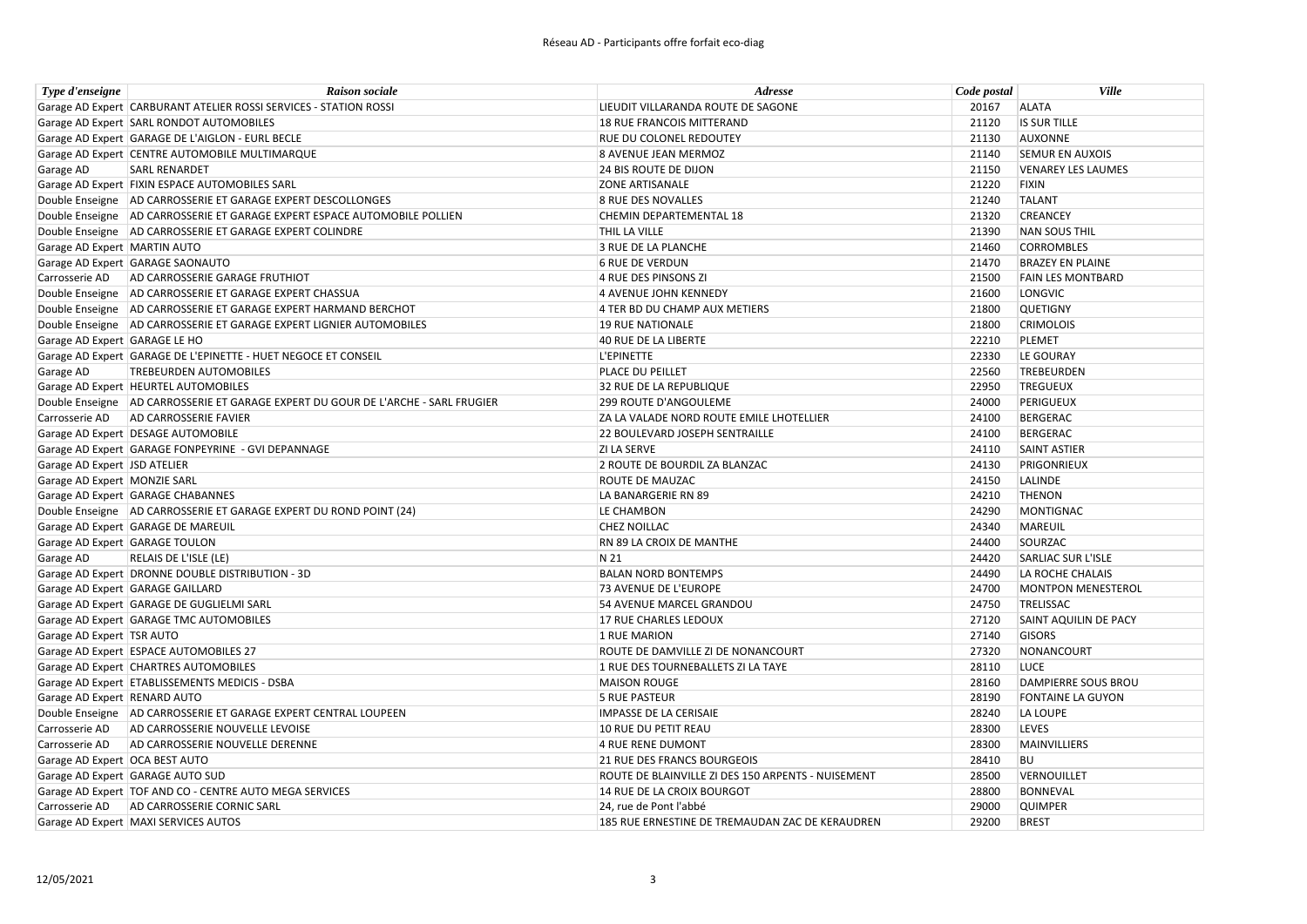| Type d'enseigne | Raison sociale | Adresse | Code postal | Ville |
| --- | --- | --- | --- | --- |
| Garage AD Expert | CARBURANT ATELIER ROSSI SERVICES - STATION ROSSI | LIEUDIT VILLARANDA ROUTE DE SAGONE | 20167 | ALATA |
| Garage AD Expert | SARL RONDOT AUTOMOBILES | 18 RUE FRANCOIS MITTERAND | 21120 | IS SUR TILLE |
| Garage AD Expert | GARAGE DE L'AIGLON - EURL BECLE | RUE DU COLONEL REDOUTEY | 21130 | AUXONNE |
| Garage AD Expert | CENTRE AUTOMOBILE MULTIMARQUE | 8 AVENUE JEAN MERMOZ | 21140 | SEMUR EN AUXOIS |
| Garage AD | SARL RENARDET | 24 BIS ROUTE DE DIJON | 21150 | VENAREY LES LAUMES |
| Garage AD Expert | FIXIN ESPACE AUTOMOBILES SARL | ZONE ARTISANALE | 21220 | FIXIN |
| Double Enseigne | AD CARROSSERIE ET GARAGE EXPERT DESCOLLONGES | 8 RUE DES NOVALLES | 21240 | TALANT |
| Double Enseigne | AD CARROSSERIE ET GARAGE EXPERT ESPACE AUTOMOBILE POLLIEN | CHEMIN DEPARTEMENTAL 18 | 21320 | CREANCEY |
| Double Enseigne | AD CARROSSERIE ET GARAGE EXPERT COLINDRE | THIL LA VILLE | 21390 | NAN SOUS THIL |
| Garage AD Expert | MARTIN AUTO | 3 RUE DE LA PLANCHE | 21460 | CORROMBLES |
| Garage AD Expert | GARAGE SAONAUTO | 6 RUE DE VERDUN | 21470 | BRAZEY EN PLAINE |
| Carrosserie AD | AD CARROSSERIE GARAGE FRUTHIOT | 4 RUE DES PINSONS ZI | 21500 | FAIN LES MONTBARD |
| Double Enseigne | AD CARROSSERIE ET GARAGE EXPERT CHASSUA | 4 AVENUE JOHN KENNEDY | 21600 | LONGVIC |
| Double Enseigne | AD CARROSSERIE ET GARAGE EXPERT HARMAND BERCHOT | 4 TER BD DU CHAMP AUX METIERS | 21800 | QUETIGNY |
| Double Enseigne | AD CARROSSERIE ET GARAGE EXPERT LIGNIER AUTOMOBILES | 19 RUE NATIONALE | 21800 | CRIMOLOIS |
| Garage AD Expert | GARAGE LE HO | 40 RUE DE LA LIBERTE | 22210 | PLEMET |
| Garage AD Expert | GARAGE DE L'EPINETTE - HUET NEGOCE ET CONSEIL | L'EPINETTE | 22330 | LE GOURAY |
| Garage AD | TREBEURDEN AUTOMOBILES | PLACE DU PEILLET | 22560 | TREBEURDEN |
| Garage AD Expert | HEURTEL AUTOMOBILES | 32 RUE DE LA REPUBLIQUE | 22950 | TREGUEUX |
| Double Enseigne | AD CARROSSERIE ET GARAGE EXPERT DU GOUR DE L'ARCHE - SARL FRUGIER | 299 ROUTE D'ANGOULEME | 24000 | PERIGUEUX |
| Carrosserie AD | AD CARROSSERIE FAVIER | ZA LA VALADE NORD ROUTE EMILE LHOTELLIER | 24100 | BERGERAC |
| Garage AD Expert | DESAGE AUTOMOBILE | 22 BOULEVARD JOSEPH SENTRAILLE | 24100 | BERGERAC |
| Garage AD Expert | GARAGE FONPEYRINE - GVI DEPANNAGE | ZI LA SERVE | 24110 | SAINT ASTIER |
| Garage AD Expert | JSD ATELIER | 2 ROUTE DE BOURDIL ZA BLANZAC | 24130 | PRIGONRIEUX |
| Garage AD Expert | MONZIE SARL | ROUTE DE MAUZAC | 24150 | LALINDE |
| Garage AD Expert | GARAGE CHABANNES | LA BANARGERIE RN 89 | 24210 | THENON |
| Double Enseigne | AD CARROSSERIE ET GARAGE EXPERT DU ROND POINT (24) | LE CHAMBON | 24290 | MONTIGNAC |
| Garage AD Expert | GARAGE DE MAREUIL | CHEZ NOILLAC | 24340 | MAREUIL |
| Garage AD Expert | GARAGE TOULON | RN 89 LA CROIX DE MANTHE | 24400 | SOURZAC |
| Garage AD | RELAIS DE L'ISLE (LE) | N 21 | 24420 | SARLIAC SUR L'ISLE |
| Garage AD Expert | DRONNE DOUBLE DISTRIBUTION - 3D | BALAN NORD BONTEMPS | 24490 | LA ROCHE CHALAIS |
| Garage AD Expert | GARAGE GAILLARD | 73 AVENUE DE L'EUROPE | 24700 | MONTPON MENESTEROL |
| Garage AD Expert | GARAGE DE GUGLIELMI SARL | 54 AVENUE MARCEL GRANDOU | 24750 | TRELISSAC |
| Garage AD Expert | GARAGE TMC AUTOMOBILES | 17 RUE CHARLES LEDOUX | 27120 | SAINT AQUILIN DE PACY |
| Garage AD Expert | TSR AUTO | 1 RUE MARION | 27140 | GISORS |
| Garage AD Expert | ESPACE AUTOMOBILES 27 | ROUTE DE DAMVILLE ZI DE NONANCOURT | 27320 | NONANCOURT |
| Garage AD Expert | CHARTRES AUTOMOBILES | 1 RUE DES TOURNEBALLETS ZI LA TAYE | 28110 | LUCE |
| Garage AD Expert | ETABLISSEMENTS MEDICIS - DSBA | MAISON ROUGE | 28160 | DAMPIERRE SOUS BROU |
| Garage AD Expert | RENARD AUTO | 5 RUE PASTEUR | 28190 | FONTAINE LA GUYON |
| Double Enseigne | AD CARROSSERIE ET GARAGE EXPERT CENTRAL LOUPEEN | IMPASSE DE LA CERISAIE | 28240 | LA LOUPE |
| Carrosserie AD | AD CARROSSERIE NOUVELLE LEVOISE | 10 RUE DU PETIT REAU | 28300 | LEVES |
| Carrosserie AD | AD CARROSSERIE NOUVELLE DERENNE | 4 RUE RENE DUMONT | 28300 | MAINVILLIERS |
| Garage AD Expert | OCA BEST AUTO | 21 RUE DES FRANCS BOURGEOIS | 28410 | BU |
| Garage AD Expert | GARAGE AUTO SUD | ROUTE DE BLAINVILLE ZI DES 150 ARPENTS - NUISEMENT | 28500 | VERNOUILLET |
| Garage AD Expert | TOF AND CO - CENTRE AUTO MEGA SERVICES | 14 RUE DE LA CROIX BOURGOT | 28800 | BONNEVAL |
| Carrosserie AD | AD CARROSSERIE CORNIC SARL | 24, rue de Pont l'abbé | 29000 | QUIMPER |
| Garage AD Expert | MAXI SERVICES AUTOS | 185 RUE ERNESTINE DE TREMAUDAN ZAC DE KERAUDREN | 29200 | BREST |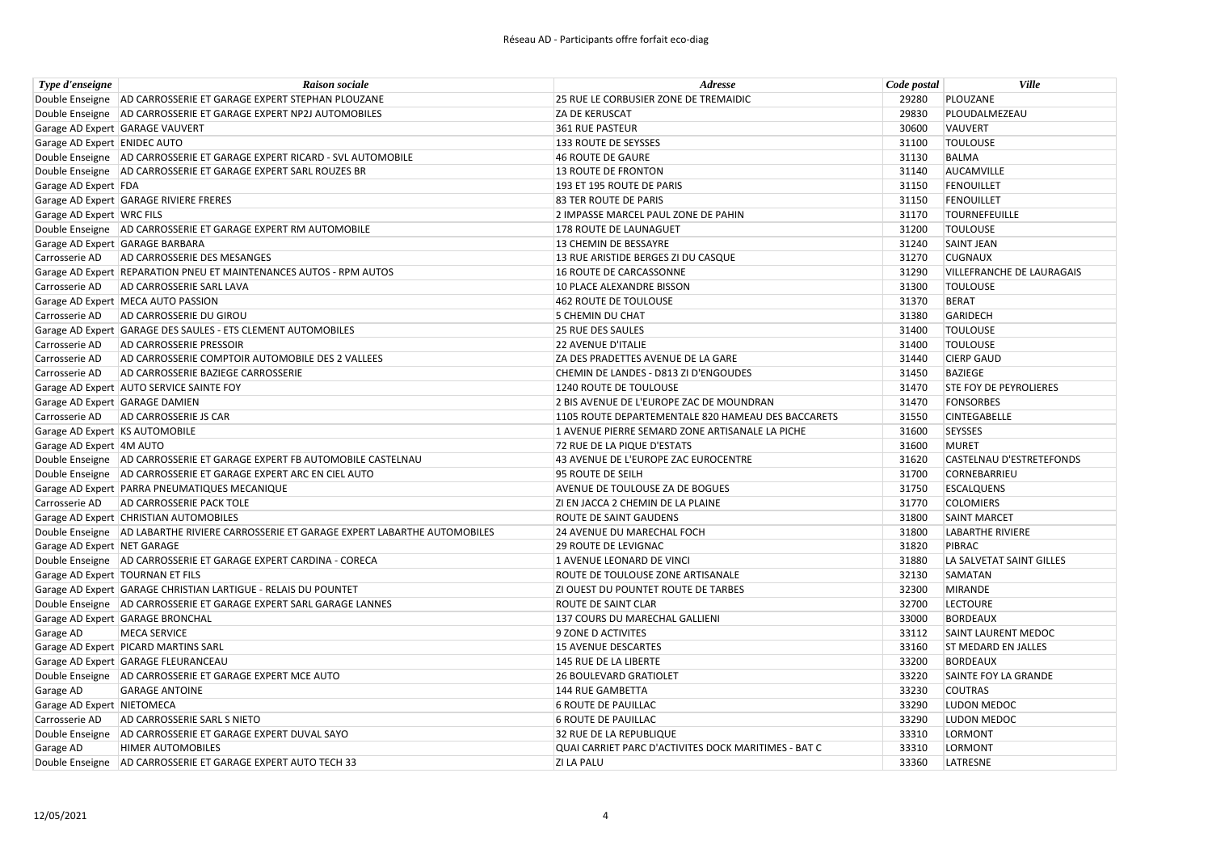| *Type d'enseigne* | *Raison sociale* | *Adresse* | *Code postal* | *Ville* |
|---|---|---|---|---|
| Double Enseigne | AD CARROSSERIE ET GARAGE EXPERT STEPHAN PLOUZANE | 25 RUE LE CORBUSIER ZONE DE TREMAIDIC | 29280 | PLOUZANE |
| Double Enseigne | AD CARROSSERIE ET GARAGE EXPERT NP2J AUTOMOBILES | ZA DE KERUSCAT | 29830 | PLOUDALMEZEAU |
| Garage AD Expert | GARAGE VAUVERT | 361 RUE PASTEUR | 30600 | VAUVERT |
| Garage AD Expert | ENIDEC AUTO | 133 ROUTE DE SEYSSES | 31100 | TOULOUSE |
| Double Enseigne | AD CARROSSERIE ET GARAGE EXPERT RICARD - SVL AUTOMOBILE | 46 ROUTE DE GAURE | 31130 | BALMA |
| Double Enseigne | AD CARROSSERIE ET GARAGE EXPERT SARL ROUZES BR | 13 ROUTE DE FRONTON | 31140 | AUCAMVILLE |
| Garage AD Expert | FDA | 193 ET 195 ROUTE DE PARIS | 31150 | FENOUILLET |
| Garage AD Expert | GARAGE RIVIERE FRERES | 83 TER ROUTE DE PARIS | 31150 | FENOUILLET |
| Garage AD Expert | WRC FILS | 2 IMPASSE MARCEL PAUL ZONE DE PAHIN | 31170 | TOURNEFEUILLE |
| Double Enseigne | AD CARROSSERIE ET GARAGE EXPERT RM AUTOMOBILE | 178 ROUTE DE LAUNAGUET | 31200 | TOULOUSE |
| Garage AD Expert | GARAGE BARBARA | 13 CHEMIN DE BESSAYRE | 31240 | SAINT JEAN |
| Carrosserie AD | AD CARROSSERIE DES MESANGES | 13 RUE ARISTIDE BERGES ZI DU CASQUE | 31270 | CUGNAUX |
| Garage AD Expert | REPARATION PNEU ET MAINTENANCES AUTOS - RPM AUTOS | 16 ROUTE DE CARCASSONNE | 31290 | VILLEFRANCHE DE LAURAGAIS |
| Carrosserie AD | AD CARROSSERIE SARL LAVA | 10 PLACE ALEXANDRE BISSON | 31300 | TOULOUSE |
| Garage AD Expert | MECA AUTO PASSION | 462 ROUTE DE TOULOUSE | 31370 | BERAT |
| Carrosserie AD | AD CARROSSERIE DU GIROU | 5 CHEMIN DU CHAT | 31380 | GARIDECH |
| Garage AD Expert | GARAGE DES SAULES - ETS CLEMENT AUTOMOBILES | 25 RUE DES SAULES | 31400 | TOULOUSE |
| Carrosserie AD | AD CARROSSERIE PRESSOIR | 22 AVENUE D'ITALIE | 31400 | TOULOUSE |
| Carrosserie AD | AD CARROSSERIE COMPTOIR AUTOMOBILE DES 2 VALLEES | ZA DES PRADETTES AVENUE DE LA GARE | 31440 | CIERP GAUD |
| Carrosserie AD | AD CARROSSERIE BAZIEGE CARROSSERIE | CHEMIN DE LANDES - D813 ZI D'ENGOUDES | 31450 | BAZIEGE |
| Garage AD Expert | AUTO SERVICE SAINTE FOY | 1240 ROUTE DE TOULOUSE | 31470 | STE FOY DE PEYROLIERES |
| Garage AD Expert | GARAGE DAMIEN | 2 BIS AVENUE DE L'EUROPE ZAC DE MOUNDRAN | 31470 | FONSORBES |
| Carrosserie AD | AD CARROSSERIE JS CAR | 1105 ROUTE DEPARTEMENTALE 820 HAMEAU DES BACCARETS | 31550 | CINTEGABELLE |
| Garage AD Expert | KS AUTOMOBILE | 1 AVENUE PIERRE SEMARD ZONE ARTISANALE LA PICHE | 31600 | SEYSSES |
| Garage AD Expert | 4M AUTO | 72 RUE DE LA PIQUE D'ESTATS | 31600 | MURET |
| Double Enseigne | AD CARROSSERIE ET GARAGE EXPERT FB AUTOMOBILE CASTELNAU | 43 AVENUE DE L'EUROPE ZAC EUROCENTRE | 31620 | CASTELNAU D'ESTRETEFONDS |
| Double Enseigne | AD CARROSSERIE ET GARAGE EXPERT ARC EN CIEL AUTO | 95 ROUTE DE SEILH | 31700 | CORNEBARRIEU |
| Garage AD Expert | PARRA PNEUMATIQUES MECANIQUE | AVENUE DE TOULOUSE ZA DE BOGUES | 31750 | ESCALQUENS |
| Carrosserie AD | AD CARROSSERIE PACK TOLE | ZI EN JACCA 2 CHEMIN DE LA PLAINE | 31770 | COLOMIERS |
| Garage AD Expert | CHRISTIAN AUTOMOBILES | ROUTE DE SAINT GAUDENS | 31800 | SAINT MARCET |
| Double Enseigne | AD LABARTHE RIVIERE CARROSSERIE ET GARAGE EXPERT LABARTHE AUTOMOBILES | 24 AVENUE DU MARECHAL FOCH | 31800 | LABARTHE RIVIERE |
| Garage AD Expert | NET GARAGE | 29 ROUTE DE LEVIGNAC | 31820 | PIBRAC |
| Double Enseigne | AD CARROSSERIE ET GARAGE EXPERT CARDINA - CORECA | 1 AVENUE LEONARD DE VINCI | 31880 | LA SALVETAT SAINT GILLES |
| Garage AD Expert | TOURNAN ET FILS | ROUTE DE TOULOUSE ZONE ARTISANALE | 32130 | SAMATAN |
| Garage AD Expert | GARAGE CHRISTIAN LARTIGUE - RELAIS DU POUNTET | ZI OUEST DU POUNTET ROUTE DE TARBES | 32300 | MIRANDE |
| Double Enseigne | AD CARROSSERIE ET GARAGE EXPERT SARL GARAGE LANNES | ROUTE DE SAINT CLAR | 32700 | LECTOURE |
| Garage AD Expert | GARAGE BRONCHAL | 137 COURS DU MARECHAL GALLIENI | 33000 | BORDEAUX |
| Garage AD | MECA SERVICE | 9 ZONE D ACTIVITES | 33112 | SAINT LAURENT MEDOC |
| Garage AD Expert | PICARD MARTINS SARL | 15 AVENUE DESCARTES | 33160 | ST MEDARD EN JALLES |
| Garage AD Expert | GARAGE FLEURANCEAU | 145 RUE DE LA LIBERTE | 33200 | BORDEAUX |
| Double Enseigne | AD CARROSSERIE ET GARAGE EXPERT MCE AUTO | 26 BOULEVARD GRATIOLET | 33220 | SAINTE FOY LA GRANDE |
| Garage AD | GARAGE ANTOINE | 144 RUE GAMBETTA | 33230 | COUTRAS |
| Garage AD Expert | NIETOMECA | 6 ROUTE DE PAUILLAC | 33290 | LUDON MEDOC |
| Carrosserie AD | AD CARROSSERIE SARL S NIETO | 6 ROUTE DE PAUILLAC | 33290 | LUDON MEDOC |
| Double Enseigne | AD CARROSSERIE ET GARAGE EXPERT DUVAL SAYO | 32 RUE DE LA REPUBLIQUE | 33310 | LORMONT |
| Garage AD | HIMER AUTOMOBILES | QUAI CARRIET PARC D'ACTIVITES DOCK MARITIMES - BAT C | 33310 | LORMONT |
| Double Enseigne | AD CARROSSERIE ET GARAGE EXPERT AUTO TECH 33 | ZI LA PALU | 33360 | LATRESNE |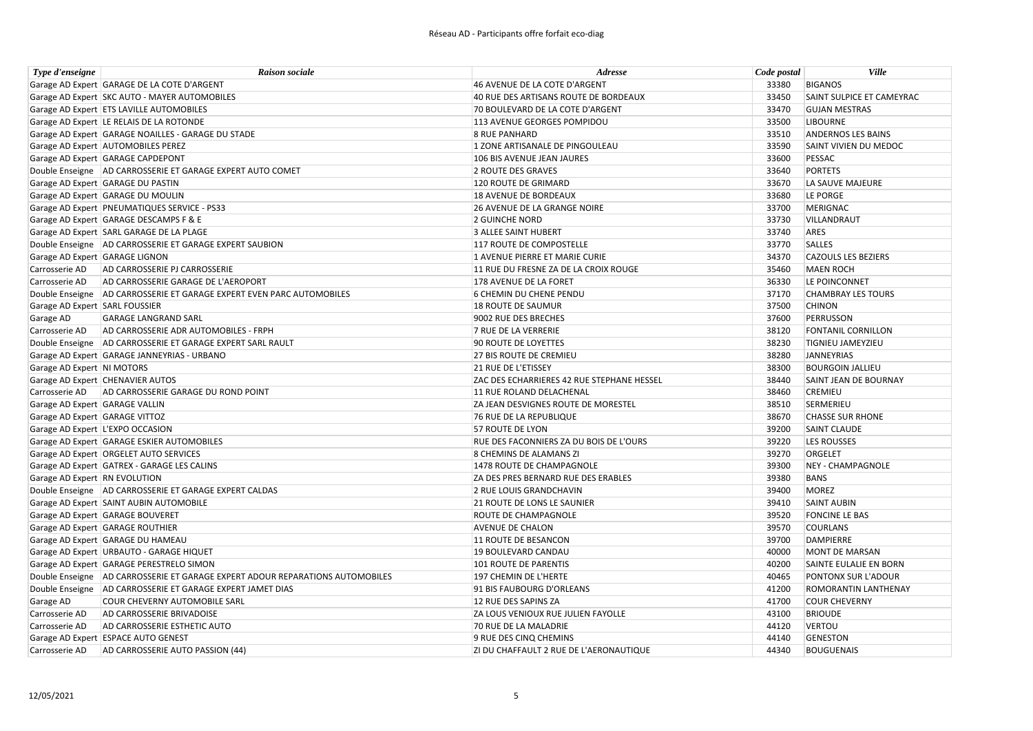| Type d'enseigne | Raison sociale | Adresse | Code postal | Ville |
|---|---|---|---|---|
| Garage AD Expert | GARAGE DE LA COTE D'ARGENT | 46 AVENUE DE LA COTE D'ARGENT | 33380 | BIGANOS |
| Garage AD Expert | SKC AUTO - MAYER AUTOMOBILES | 40 RUE DES ARTISANS ROUTE DE BORDEAUX | 33450 | SAINT SULPICE ET CAMEYRAC |
| Garage AD Expert | ETS LAVILLE AUTOMOBILES | 70 BOULEVARD DE LA COTE D'ARGENT | 33470 | GUJAN MESTRAS |
| Garage AD Expert | LE RELAIS DE LA ROTONDE | 113 AVENUE GEORGES POMPIDOU | 33500 | LIBOURNE |
| Garage AD Expert | GARAGE NOAILLES - GARAGE DU STADE | 8 RUE PANHARD | 33510 | ANDERNOS LES BAINS |
| Garage AD Expert | AUTOMOBILES PEREZ | 1 ZONE ARTISANALE DE PINGOULEAU | 33590 | SAINT VIVIEN DU MEDOC |
| Garage AD Expert | GARAGE CAPDEPONT | 106 BIS AVENUE JEAN JAURES | 33600 | PESSAC |
| Double Enseigne | AD CARROSSERIE ET GARAGE EXPERT AUTO COMET | 2 ROUTE DES GRAVES | 33640 | PORTETS |
| Garage AD Expert | GARAGE DU PASTIN | 120 ROUTE DE GRIMARD | 33670 | LA SAUVE MAJEURE |
| Garage AD Expert | GARAGE DU MOULIN | 18 AVENUE DE BORDEAUX | 33680 | LE PORGE |
| Garage AD Expert | PNEUMATIQUES SERVICE - PS33 | 26 AVENUE DE LA GRANGE NOIRE | 33700 | MERIGNAC |
| Garage AD Expert | GARAGE DESCAMPS F & E | 2 GUINCHE NORD | 33730 | VILLANDRAUT |
| Garage AD Expert | SARL GARAGE DE LA PLAGE | 3 ALLEE SAINT HUBERT | 33740 | ARES |
| Double Enseigne | AD CARROSSERIE ET GARAGE EXPERT SAUBION | 117 ROUTE DE COMPOSTELLE | 33770 | SALLES |
| Garage AD Expert | GARAGE LIGNON | 1 AVENUE PIERRE ET MARIE CURIE | 34370 | CAZOULS LES BEZIERS |
| Carrosserie AD | AD CARROSSERIE PJ CARROSSERIE | 11 RUE DU FRESNE ZA DE LA CROIX ROUGE | 35460 | MAEN ROCH |
| Carrosserie AD | AD CARROSSERIE GARAGE DE L'AEROPORT | 178 AVENUE DE LA FORET | 36330 | LE POINCONNET |
| Double Enseigne | AD CARROSSERIE ET GARAGE EXPERT EVEN PARC AUTOMOBILES | 6 CHEMIN DU CHENE PENDU | 37170 | CHAMBRAY LES TOURS |
| Garage AD Expert | SARL FOUSSIER | 18 ROUTE DE SAUMUR | 37500 | CHINON |
| Garage AD | GARAGE LANGRAND SARL | 9002 RUE DES BRECHES | 37600 | PERRUSSON |
| Carrosserie AD | AD CARROSSERIE ADR AUTOMOBILES - FRPH | 7 RUE DE LA VERRERIE | 38120 | FONTANIL CORNILLON |
| Double Enseigne | AD CARROSSERIE ET GARAGE EXPERT SARL RAULT | 90 ROUTE DE LOYETTES | 38230 | TIGNIEU JAMEYZIEU |
| Garage AD Expert | GARAGE JANNEYRIAS - URBANO | 27 BIS ROUTE DE CREMIEU | 38280 | JANNEYRIAS |
| Garage AD Expert | NI MOTORS | 21 RUE DE L'ETISSEY | 38300 | BOURGOIN JALLIEU |
| Garage AD Expert | CHENAVIER AUTOS | ZAC DES ECHARRIERES 42 RUE STEPHANE HESSEL | 38440 | SAINT JEAN DE BOURNAY |
| Carrosserie AD | AD CARROSSERIE GARAGE DU ROND POINT | 11 RUE ROLAND DELACHENAL | 38460 | CREMIEU |
| Garage AD Expert | GARAGE VALLIN | ZA JEAN DESVIGNES ROUTE DE MORESTEL | 38510 | SERMERIEU |
| Garage AD Expert | GARAGE VITTOZ | 76 RUE DE LA REPUBLIQUE | 38670 | CHASSE SUR RHONE |
| Garage AD Expert | L'EXPO OCCASION | 57 ROUTE DE LYON | 39200 | SAINT CLAUDE |
| Garage AD Expert | GARAGE ESKIER AUTOMOBILES | RUE DES FACONNIERS ZA DU BOIS DE L'OURS | 39220 | LES ROUSSES |
| Garage AD Expert | ORGELET AUTO SERVICES | 8 CHEMINS DE ALAMANS ZI | 39270 | ORGELET |
| Garage AD Expert | GATREX - GARAGE LES CALINS | 1478 ROUTE DE CHAMPAGNOLE | 39300 | NEY - CHAMPAGNOLE |
| Garage AD Expert | RN EVOLUTION | ZA DES PRES BERNARD RUE DES ERABLES | 39380 | BANS |
| Double Enseigne | AD CARROSSERIE ET GARAGE EXPERT CALDAS | 2 RUE LOUIS GRANDCHAVIN | 39400 | MOREZ |
| Garage AD Expert | SAINT AUBIN AUTOMOBILE | 21 ROUTE DE LONS LE SAUNIER | 39410 | SAINT AUBIN |
| Garage AD Expert | GARAGE BOUVERET | ROUTE DE CHAMPAGNOLE | 39520 | FONCINE LE BAS |
| Garage AD Expert | GARAGE ROUTHIER | AVENUE DE CHALON | 39570 | COURLANS |
| Garage AD Expert | GARAGE DU HAMEAU | 11 ROUTE DE BESANCON | 39700 | DAMPIERRE |
| Garage AD Expert | URBAUTO - GARAGE HIQUET | 19 BOULEVARD CANDAU | 40000 | MONT DE MARSAN |
| Garage AD Expert | GARAGE PERESTRELO SIMON | 101 ROUTE DE PARENTIS | 40200 | SAINTE EULALIE EN BORN |
| Double Enseigne | AD CARROSSERIE ET GARAGE EXPERT ADOUR REPARATIONS AUTOMOBILES | 197 CHEMIN DE L'HERTE | 40465 | PONTONX SUR L'ADOUR |
| Double Enseigne | AD CARROSSERIE ET GARAGE EXPERT JAMET DIAS | 91 BIS FAUBOURG D'ORLEANS | 41200 | ROMORANTIN LANTHENAY |
| Garage AD | COUR CHEVERNY AUTOMOBILE SARL | 12 RUE DES SAPINS ZA | 41700 | COUR CHEVERNY |
| Carrosserie AD | AD CARROSSERIE BRIVADOISE | ZA LOUS VENIOUX RUE JULIEN FAYOLLE | 43100 | BRIOUDE |
| Carrosserie AD | AD CARROSSERIE ESTHETIC AUTO | 70 RUE DE LA MALADRIE | 44120 | VERTOU |
| Garage AD Expert | ESPACE AUTO GENEST | 9 RUE DES CINQ CHEMINS | 44140 | GENESTON |
| Carrosserie AD | AD CARROSSERIE AUTO PASSION (44) | ZI DU CHAFFAULT 2 RUE DE L'AERONAUTIQUE | 44340 | BOUGUENAIS |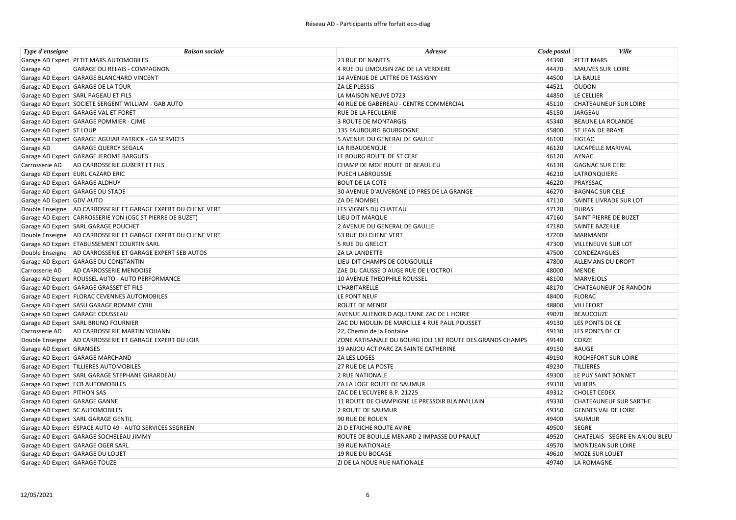| Type d'enseigne | Raison sociale | Adresse | Code postal | Ville |
|---|---|---|---|---|
| Garage AD Expert | PETIT MARS AUTOMOBILES | 23 RUE DE NANTES | 44390 | PETIT MARS |
| Garage AD | GARAGE DU RELAIS - COMPAGNON | 4 RUE DU LIMOUSIN ZAC DE LA VERDIERE | 44470 | MAUVES SUR LOIRE |
| Garage AD Expert | GARAGE BLANCHARD VINCENT | 14 AVENUE DE LATTRE DE TASSIGNY | 44500 | LA BAULE |
| Garage AD Expert | GARAGE DE LA TOUR | ZA LE PLESSIS | 44521 | OUDON |
| Garage AD Expert | SARL PAGEAU ET FILS | LA MAISON NEUVE D723 | 44850 | LE CELLIER |
| Garage AD Expert | SOCIETE SERGENT WILLIAM - GAB AUTO | 40 RUE DE GABEREAU - CENTRE COMMERCIAL | 45110 | CHATEAUNEUF SUR LOIRE |
| Garage AD Expert | GARAGE VAL ET FORET | RUE DE LA FECULERIE | 45150 | JARGEAU |
| Garage AD Expert | GARAGE POMMIER - CJME | 3 ROUTE DE MONTARGIS | 45340 | BEAUNE LA ROLANDE |
| Garage AD Expert | ST LOUP | 135 FAUBOURG BOURGOGNE | 45800 | ST JEAN DE BRAYE |
| Garage AD Expert | GARAGE AGUIAR PATRICK - GA SERVICES | 5 AVENUE DU GENERAL DE GAULLE | 46100 | FIGEAC |
| Garage AD | GARAGE QUERCY SEGALA | LA RIBAUDENQUE | 46120 | LACAPELLE MARIVAL |
| Garage AD Expert | GARAGE JEROME BARGUES | LE BOURG ROUTE DE ST CERE | 46120 | AYNAC |
| Carrosserie AD | AD CARROSSERIE GUBERT ET FILS | CHAMP DE MOE ROUTE DE BEAULIEU | 46130 | GAGNAC SUR CERE |
| Garage AD Expert | EURL CAZARD ERIC | PUECH LABROUSSIE | 46210 | LATRONQUIERE |
| Garage AD Expert | GARAGE ALDHUY | BOUT DE LA COTE | 46220 | PRAYSSAC |
| Garage AD Expert | GARAGE DU STADE | 30 AVENUE D'AUVERGNE LD PRES DE LA GRANGE | 46270 | BAGNAC SUR CELE |
| Garage AD Expert | GDV AUTO | ZA DE NOMBEL | 47110 | SAINTE LIVRADE SUR LOT |
| Double Enseigne | AD CARROSSERIE ET GARAGE EXPERT DU CHENE VERT | LES VIGNES DU CHATEAU | 47120 | DURAS |
| Garage AD Expert | CARROSSERIE YON (CGC ST PIERRE DE BUZET) | LIEU DIT MARQUE | 47160 | SAINT PIERRE DE BUZET |
| Garage AD Expert | SARL GARAGE POUCHET | 2 AVENUE DU GENERAL DE GAULLE | 47180 | SAINTE BAZEILLE |
| Double Enseigne | AD CARROSSERIE ET GARAGE EXPERT DU CHENE VERT | 53 RUE DU CHENE VERT | 47200 | MARMANDE |
| Garage AD Expert | ETABLISSEMENT COURTIN SARL | 5 RUE DU GRELOT | 47300 | VILLENEUVE SUR LOT |
| Double Enseigne | AD CARROSSERIE ET GARAGE EXPERT SEB AUTOS | ZA LA LANDETTE | 47500 | CONDEZAYGUES |
| Garage AD Expert | GARAGE DU CONSTANTIN | LIEU-DIT CHAMPS DE COUGOUILLE | 47800 | ALLEMANS DU DROPT |
| Carrosserie AD | AD CARROSSERIE MENDOISE | ZAE DU CAUSSE D'AUGE RUE DE L'OCTROI | 48000 | MENDE |
| Garage AD Expert | ROUSSEL AUTO - AUTO PERFORMANCE | 10 AVENUE THEOPHILE ROUSSEL | 48100 | MARVEJOLS |
| Garage AD Expert | GARAGE GRASSET ET FILS | L'HABITARELLE | 48170 | CHATEAUNEUF DE RANDON |
| Garage AD Expert | FLORAC CEVENNES AUTOMOBILES | LE PONT NEUF | 48400 | FLORAC |
| Garage AD Expert | SASU GARAGE ROMME CYRIL | ROUTE DE MENDE | 48800 | VILLEFORT |
| Garage AD Expert | GARAGE COUSSEAU | AVENUE ALIENOR D AQUITAINE ZAC DE L HOIRIE | 49070 | BEAUCOUZE |
| Garage AD Expert | SARL BRUNO FOURNIER | ZAC DU MOULIN DE MARCILLE 4 RUE PAUL POUSSET | 49130 | LES PONTS DE CE |
| Carrosserie AD | AD CARROSSERIE MARTIN YOHANN | 22, Chemin de la Fontaine | 49130 | LES PONTS DE CE |
| Double Enseigne | AD CARROSSERIE ET GARAGE EXPERT DU LOIR | ZONE ARTISANALE DU BOURG JOLI 18T ROUTE DES GRANDS CHAMPS | 49140 | CORZE |
| Garage AD Expert | GRANGES | 19 ANJOU ACTIPARC ZA SAINTE CATHERINE | 49150 | BAUGE |
| Garage AD Expert | GARAGE MARCHAND | ZA LES LOGES | 49190 | ROCHEFORT SUR LOIRE |
| Garage AD Expert | TILLIERES AUTOMOBILES | 27 RUE DE LA POSTE | 49230 | TILLIERES |
| Garage AD Expert | SARL GARAGE STEPHANE GIRARDEAU | 2 RUE NATIONALE | 49300 | LE PUY SAINT BONNET |
| Garage AD Expert | ECB AUTOMOBILES | ZA LA LOGE ROUTE DE SAUMUR | 49310 | VIHIERS |
| Garage AD Expert | PITHON SAS | ZAC DE L'ECUYERE B.P. 21225 | 49312 | CHOLET CEDEX |
| Garage AD Expert | GARAGE GANNE | 11 ROUTE DE CHAMPIGNE LE PRESSOIR BLAINVILLAIN | 49330 | CHATEAUNEUF SUR SARTHE |
| Garage AD Expert | SC AUTOMOBILES | 2 ROUTE DE SAUMUR | 49350 | GENNES VAL DE LOIRE |
| Garage AD Expert | SARL GARAGE GENTIL | 90 RUE DE ROUEN | 49400 | SAUMUR |
| Garage AD Expert | ESPACE AUTO 49 - AUTO SERVICES SEGREEN | ZI D ETRICHE ROUTE AVIRE | 49500 | SEGRE |
| Garage AD Expert | GARAGE SOCHELEAU JIMMY | ROUTE DE BOUILLE MENARD 2 IMPASSE DU PRAULT | 49520 | CHATELAIS - SEGRE EN ANJOU BLEU |
| Garage AD Expert | GARAGE OGER SARL | 39 RUE NATIONALE | 49570 | MONTJEAN SUR LOIRE |
| Garage AD Expert | GARAGE DU LOUET | 19 RUE DU BOCAGE | 49610 | MOZE SUR LOUET |
| Garage AD Expert | GARAGE TOUZE | ZI DE LA NOUE RUE NATIONALE | 49740 | LA ROMAGNE |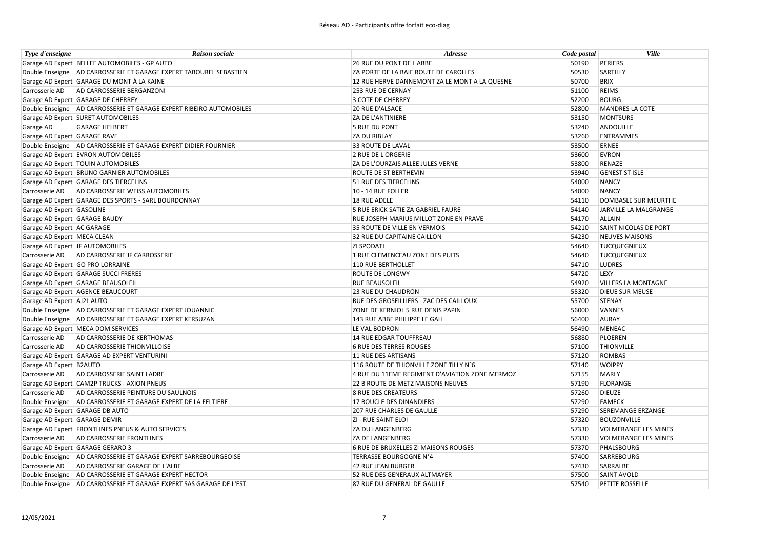Réseau AD - Participants offre forfait eco-diag

| *Type d'enseigne* | *Raison sociale* | *Adresse* | *Code postal* | *Ville* |
|---|---|---|---|---|
| Garage AD Expert | BELLEE AUTOMOBILES - GP AUTO | 26 RUE DU PONT DE L'ABBE | 50190 | PERIERS |
| Double Enseigne | AD CARROSSERIE ET GARAGE EXPERT TABOUREL SEBASTIEN | ZA PORTE DE LA BAIE ROUTE DE CAROLLES | 50530 | SARTILLY |
| Garage AD Expert | GARAGE DU MONT À LA KAINE | 12 RUE HERVE DANNEMONT ZA LE MONT A LA QUESNE | 50700 | BRIX |
| Carrosserie AD | AD CARROSSERIE BERGANZONI | 253 RUE DE CERNAY | 51100 | REIMS |
| Garage AD Expert | GARAGE DE CHERREY | 3 COTE DE CHERREY | 52200 | BOURG |
| Double Enseigne | AD CARROSSERIE ET GARAGE EXPERT RIBEIRO AUTOMOBILES | 20 RUE D'ALSACE | 52800 | MANDRES LA COTE |
| Garage AD Expert | SURET AUTOMOBILES | ZA DE L'ANTINIERE | 53150 | MONTSURS |
| Garage AD | GARAGE HELBERT | 5 RUE DU PONT | 53240 | ANDOUILLE |
| Garage AD Expert | GARAGE RAVE | ZA DU RIBLAY | 53260 | ENTRAMMES |
| Double Enseigne | AD CARROSSERIE ET GARAGE EXPERT DIDIER FOURNIER | 33 ROUTE DE LAVAL | 53500 | ERNEE |
| Garage AD Expert | EVRON AUTOMOBILES | 2 RUE DE L'ORGERIE | 53600 | EVRON |
| Garage AD Expert | TOUIN AUTOMOBILES | ZA DE L'OURZAIS ALLEE JULES VERNE | 53800 | RENAZE |
| Garage AD Expert | BRUNO GARNIER AUTOMOBILES | ROUTE DE ST BERTHEVIN | 53940 | GENEST ST ISLE |
| Garage AD Expert | GARAGE DES TIERCELINS | 51 RUE DES TIERCELINS | 54000 | NANCY |
| Carrosserie AD | AD CARROSSERIE WEISS AUTOMOBILES | 10 - 14 RUE FOLLER | 54000 | NANCY |
| Garage AD Expert | GARAGE DES SPORTS - SARL BOURDONNAY | 18 RUE ADELE | 54110 | DOMBASLE SUR MEURTHE |
| Garage AD Expert | GASOLINE | 5 RUE ERICK SATIE ZA GABRIEL FAURE | 54140 | JARVILLE LA MALGRANGE |
| Garage AD Expert | GARAGE BAUDY | RUE JOSEPH MARIUS MILLOT ZONE EN PRAVE | 54170 | ALLAIN |
| Garage AD Expert | AC GARAGE | 35 ROUTE DE VILLE EN VERMOIS | 54210 | SAINT NICOLAS DE PORT |
| Garage AD Expert | MECA CLEAN | 32 RUE DU CAPITAINE CAILLON | 54230 | NEUVES MAISONS |
| Garage AD Expert | JF AUTOMOBILES | ZI SPODATI | 54640 | TUCQUEGNIEUX |
| Carrosserie AD | AD CARROSSERIE JF CARROSSERIE | 1 RUE CLEMENCEAU ZONE DES PUITS | 54640 | TUCQUEGNIEUX |
| Garage AD Expert | GO PRO LORRAINE | 110 RUE BERTHOLLET | 54710 | LUDRES |
| Garage AD Expert | GARAGE SUCCI FRERES | ROUTE DE LONGWY | 54720 | LEXY |
| Garage AD Expert | GARAGE BEAUSOLEIL | RUE BEAUSOLEIL | 54920 | VILLERS LA MONTAGNE |
| Garage AD Expert | AGENCE BEAUCOURT | 23 RUE DU CHAUDRON | 55320 | DIEUE SUR MEUSE |
| Garage AD Expert | AJ2L AUTO | RUE DES GROSEILLIERS - ZAC DES CAILLOUX | 55700 | STENAY |
| Double Enseigne | AD CARROSSERIE ET GARAGE EXPERT JOUANNIC | ZONE DE KERNIOL 5 RUE DENIS PAPIN | 56000 | VANNES |
| Double Enseigne | AD CARROSSERIE ET GARAGE EXPERT KERSUZAN | 143 RUE ABBE PHILIPPE LE GALL | 56400 | AURAY |
| Garage AD Expert | MECA DOM SERVICES | LE VAL BODRON | 56490 | MENEAC |
| Carrosserie AD | AD CARROSSERIE DE KERTHOMAS | 14 RUE EDGAR TOUFFREAU | 56880 | PLOEREN |
| Carrosserie AD | AD CARROSSERIE THIONVILLOISE | 6 RUE DES TERRES ROUGES | 57100 | THIONVILLE |
| Garage AD Expert | GARAGE AD EXPERT VENTURINI | 11 RUE DES ARTISANS | 57120 | ROMBAS |
| Garage AD Expert | B2AUTO | 116 ROUTE DE THIONVILLE ZONE TILLY N°6 | 57140 | WOIPPY |
| Carrosserie AD | AD CARROSSERIE SAINT LADRE | 4 RUE DU 11EME REGIMENT D'AVIATION ZONE MERMOZ | 57155 | MARLY |
| Garage AD Expert | CAM2P TRUCKS - AXION PNEUS | 22 B ROUTE DE METZ MAISONS NEUVES | 57190 | FLORANGE |
| Carrosserie AD | AD CARROSSERIE PEINTURE DU SAULNOIS | 8 RUE DES CREATEURS | 57260 | DIEUZE |
| Double Enseigne | AD CARROSSERIE ET GARAGE EXPERT DE LA FELTIERE | 17 BOUCLE DES DINANDIERS | 57290 | FAMECK |
| Garage AD Expert | GARAGE DB AUTO | 207 RUE CHARLES DE GAULLE | 57290 | SEREMANGE ERZANGE |
| Garage AD Expert | GARAGE DEMIR | ZI - RUE SAINT ELOI | 57320 | BOUZONVILLE |
| Garage AD Expert | FRONTLINES PNEUS & AUTO SERVICES | ZA DU LANGENBERG | 57330 | VOLMERANGE LES MINES |
| Carrosserie AD | AD CARROSSERIE FRONTLINES | ZA DE LANGENBERG | 57330 | VOLMERANGE LES MINES |
| Garage AD Expert | GARAGE GERARD 3 | 6 RUE DE BRUXELLES ZI MAISONS ROUGES | 57370 | PHALSBOURG |
| Double Enseigne | AD CARROSSERIE ET GARAGE EXPERT SARREBOURGEOISE | TERRASSE BOURGOGNE N°4 | 57400 | SARREBOURG |
| Carrosserie AD | AD CARROSSERIE GARAGE DE L'ALBE | 42 RUE JEAN BURGER | 57430 | SARRALBE |
| Double Enseigne | AD CARROSSERIE ET GARAGE EXPERT HECTOR | 52 RUE DES GENERAUX ALTMAYER | 57500 | SAINT AVOLD |
| Double Enseigne | AD CARROSSERIE ET GARAGE EXPERT SAS GARAGE DE L'EST | 87 RUE DU GENERAL DE GAULLE | 57540 | PETITE ROSSELLE |

12/05/2021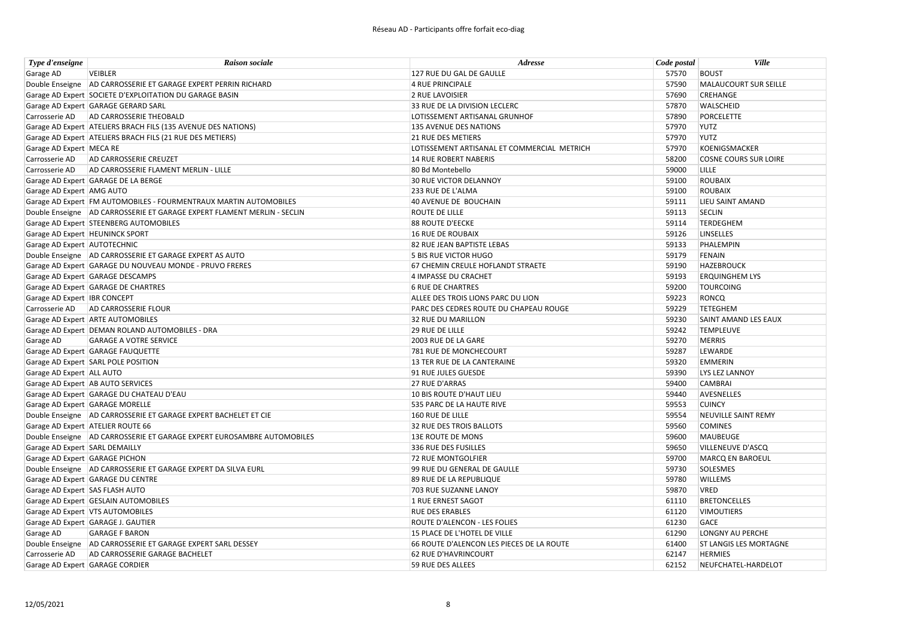| Type d'enseigne | Raison sociale | Adresse | Code postal | Ville |
|---|---|---|---|---|
| Garage AD | VEIBLER | 127 RUE DU GAL DE GAULLE | 57570 | BOUST |
| Double Enseigne | AD CARROSSERIE ET GARAGE EXPERT PERRIN RICHARD | 4 RUE PRINCIPALE | 57590 | MALAUCOURT SUR SEILLE |
| Garage AD Expert | SOCIETE D'EXPLOITATION DU GARAGE BASIN | 2 RUE LAVOISIER | 57690 | CREHANGE |
| Garage AD Expert | GARAGE GERARD SARL | 33 RUE DE LA DIVISION LECLERC | 57870 | WALSCHEID |
| Carrosserie AD | AD CARROSSERIE THEOBALD | LOTISSEMENT ARTISANAL GRUNHOF | 57890 | PORCELETTE |
| Garage AD Expert | ATELIERS BRACH FILS (135 AVENUE DES NATIONS) | 135 AVENUE DES NATIONS | 57970 | YUTZ |
| Garage AD Expert | ATELIERS BRACH FILS (21 RUE DES METIERS) | 21 RUE DES METIERS | 57970 | YUTZ |
| Garage AD Expert | MECA RE | LOTISSEMENT ARTISANAL ET COMMERCIAL METRICH | 57970 | KOENIGSMACKER |
| Carrosserie AD | AD CARROSSERIE CREUZET | 14 RUE ROBERT NABERIS | 58200 | COSNE COURS SUR LOIRE |
| Carrosserie AD | AD CARROSSERIE FLAMENT MERLIN - LILLE | 80 Bd Montebello | 59000 | LILLE |
| Garage AD Expert | GARAGE DE LA BERGE | 30 RUE VICTOR DELANNOY | 59100 | ROUBAIX |
| Garage AD Expert | AMG AUTO | 233 RUE DE L'ALMA | 59100 | ROUBAIX |
| Garage AD Expert | FM AUTOMOBILES - FOURMENTRAUX MARTIN AUTOMOBILES | 40 AVENUE DE BOUCHAIN | 59111 | LIEU SAINT AMAND |
| Double Enseigne | AD CARROSSERIE ET GARAGE EXPERT FLAMENT MERLIN - SECLIN | ROUTE DE LILLE | 59113 | SECLIN |
| Garage AD Expert | STEENBERG AUTOMOBILES | 88 ROUTE D'EECKE | 59114 | TERDEGHEM |
| Garage AD Expert | HEUNINCK SPORT | 16 RUE DE ROUBAIX | 59126 | LINSELLES |
| Garage AD Expert | AUTOTECHNIC | 82 RUE JEAN BAPTISTE LEBAS | 59133 | PHALEMPIN |
| Double Enseigne | AD CARROSSERIE ET GARAGE EXPERT AS AUTO | 5 BIS RUE VICTOR HUGO | 59179 | FENAIN |
| Garage AD Expert | GARAGE DU NOUVEAU MONDE - PRUVO FRERES | 67 CHEMIN CREULE HOFLANDT STRAETE | 59190 | HAZEBROUCK |
| Garage AD Expert | GARAGE DESCAMPS | 4 IMPASSE DU CRACHET | 59193 | ERQUINGHEM LYS |
| Garage AD Expert | GARAGE DE CHARTRES | 6 RUE DE CHARTRES | 59200 | TOURCOING |
| Garage AD Expert | IBR CONCEPT | ALLEE DES TROIS LIONS PARC DU LION | 59223 | RONCQ |
| Carrosserie AD | AD CARROSSERIE FLOUR | PARC DES CEDRES ROUTE DU CHAPEAU ROUGE | 59229 | TETEGHEM |
| Garage AD Expert | ARTE AUTOMOBILES | 32 RUE DU MARILLON | 59230 | SAINT AMAND LES EAUX |
| Garage AD Expert | DEMAN ROLAND AUTOMOBILES - DRA | 29 RUE DE LILLE | 59242 | TEMPLEUVE |
| Garage AD | GARAGE A VOTRE SERVICE | 2003 RUE DE LA GARE | 59270 | MERRIS |
| Garage AD Expert | GARAGE FAUQUETTE | 781 RUE DE MONCHECOURT | 59287 | LEWARDE |
| Garage AD Expert | SARL POLE POSITION | 13 TER RUE DE LA CANTERAINE | 59320 | EMMERIN |
| Garage AD Expert | ALL AUTO | 91 RUE JULES GUESDE | 59390 | LYS LEZ LANNOY |
| Garage AD Expert | AB AUTO SERVICES | 27 RUE D'ARRAS | 59400 | CAMBRAI |
| Garage AD Expert | GARAGE DU CHATEAU D'EAU | 10 BIS ROUTE D'HAUT LIEU | 59440 | AVESNELLES |
| Garage AD Expert | GARAGE MORELLE | 535 PARC DE LA HAUTE RIVE | 59553 | CUINCY |
| Double Enseigne | AD CARROSSERIE ET GARAGE EXPERT BACHELET ET CIE | 160 RUE DE LILLE | 59554 | NEUVILLE SAINT REMY |
| Garage AD Expert | ATELIER ROUTE 66 | 32 RUE DES TROIS BALLOTS | 59560 | COMINES |
| Double Enseigne | AD CARROSSERIE ET GARAGE EXPERT EUROSAMBRE AUTOMOBILES | 13E ROUTE DE MONS | 59600 | MAUBEUGE |
| Garage AD Expert | SARL DEMAILLY | 336 RUE DES FUSILLES | 59650 | VILLENEUVE D'ASCQ |
| Garage AD Expert | GARAGE PICHON | 72 RUE MONTGOLFIER | 59700 | MARCQ EN BAROEUL |
| Double Enseigne | AD CARROSSERIE ET GARAGE EXPERT DA SILVA EURL | 99 RUE DU GENERAL DE GAULLE | 59730 | SOLESMES |
| Garage AD Expert | GARAGE DU CENTRE | 89 RUE DE LA REPUBLIQUE | 59780 | WILLEMS |
| Garage AD Expert | SAS FLASH AUTO | 703 RUE SUZANNE LANOY | 59870 | VRED |
| Garage AD Expert | GESLAIN AUTOMOBILES | 1 RUE ERNEST SAGOT | 61110 | BRETONCELLES |
| Garage AD Expert | VTS AUTOMOBILES | RUE DES ERABLES | 61120 | VIMOUTIERS |
| Garage AD Expert | GARAGE J. GAUTIER | ROUTE D'ALENCON - LES FOLIES | 61230 | GACE |
| Garage AD | GARAGE F BARON | 15 PLACE DE L'HOTEL DE VILLE | 61290 | LONGNY AU PERCHE |
| Double Enseigne | AD CARROSSERIE ET GARAGE EXPERT SARL DESSEY | 66 ROUTE D'ALENCON LES PIECES DE LA ROUTE | 61400 | ST LANGIS LES MORTAGNE |
| Carrosserie AD | AD CARROSSERIE GARAGE BACHELET | 62 RUE D'HAVRINCOURT | 62147 | HERMIES |
| Garage AD Expert | GARAGE CORDIER | 59 RUE DES ALLEES | 62152 | NEUFCHATEL-HARDELOT |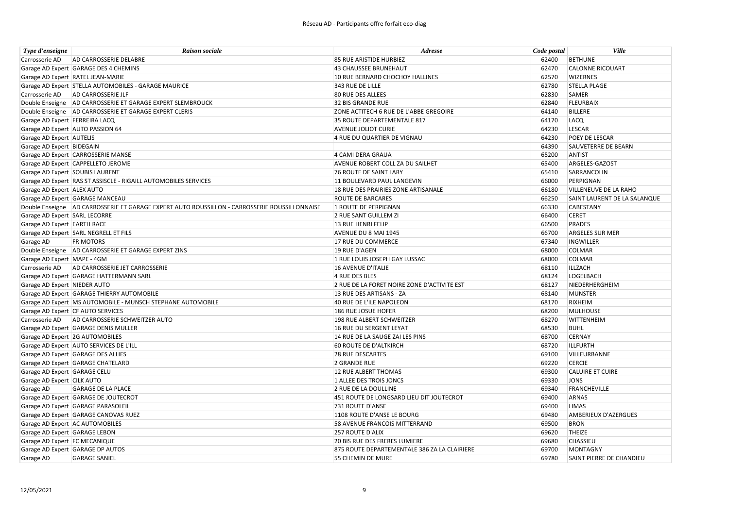| Type d'enseigne | Raison sociale | Adresse | Code postal | Ville |
|---|---|---|---|---|
| Carrosserie AD | AD CARROSSERIE DELABRE | 85 RUE ARISTIDE HURBIEZ | 62400 | BETHUNE |
| Garage AD Expert | GARAGE DES 4 CHEMINS | 43 CHAUSSEE BRUNEHAUT | 62470 | CALONNE RICOUART |
| Garage AD Expert | RATEL JEAN-MARIE | 10 RUE BERNARD CHOCHOY HALLINES | 62570 | WIZERNES |
| Garage AD Expert | STELLA AUTOMOBILES - GARAGE MAURICE | 343 RUE DE LILLE | 62780 | STELLA PLAGE |
| Carrosserie AD | AD CARROSSERIE JLF | 80 RUE DES ALLEES | 62830 | SAMER |
| Double Enseigne | AD CARROSSERIE ET GARAGE EXPERT SLEMBROUCK | 32 BIS GRANDE RUE | 62840 | FLEURBAIX |
| Double Enseigne | AD CARROSSERIE ET GARAGE EXPERT CLERIS | ZONE ACTITECH 6 RUE DE L'ABBE GREGOIRE | 64140 | BILLERE |
| Garage AD Expert | FERREIRA LACQ | 35 ROUTE DEPARTEMENTALE 817 | 64170 | LACQ |
| Garage AD Expert | AUTO PASSION 64 | AVENUE JOLIOT CURIE | 64230 | LESCAR |
| Garage AD Expert | AUTELIS | 4 RUE DU QUARTIER DE VIGNAU | 64230 | POEY DE LESCAR |
| Garage AD Expert | BIDEGAIN | | 64390 | SAUVETERRE DE BEARN |
| Garage AD Expert | CARROSSERIE MANSE | 4 CAMI DERA GRAUA | 65200 | ANTIST |
| Garage AD Expert | CAPPELLETO JEROME | AVENUE ROBERT COLL ZA DU SAILHET | 65400 | ARGELES-GAZOST |
| Garage AD Expert | SOUBIS LAURENT | 76 ROUTE DE SAINT LARY | 65410 | SARRANCOLIN |
| Garage AD Expert | RAS ST ASSISCLE - RIGAILL AUTOMOBILES SERVICES | 11 BOULEVARD PAUL LANGEVIN | 66000 | PERPIGNAN |
| Garage AD Expert | ALEX AUTO | 18 RUE DES PRAIRIES ZONE ARTISANALE | 66180 | VILLENEUVE DE LA RAHO |
| Garage AD Expert | GARAGE MANCEAU | ROUTE DE BARCARES | 66250 | SAINT LAURENT DE LA SALANQUE |
| Double Enseigne | AD CARROSSERIE ET GARAGE EXPERT AUTO ROUSSILLON - CARROSSERIE ROUSSILLONNAISE | 1 ROUTE DE PERPIGNAN | 66330 | CABESTANY |
| Garage AD Expert | SARL LECORRE | 2 RUE SANT GUILLEM ZI | 66400 | CERET |
| Garage AD Expert | EARTH RACE | 13 RUE HENRI FELIP | 66500 | PRADES |
| Garage AD Expert | SARL NEGRELL ET FILS | AVENUE DU 8 MAI 1945 | 66700 | ARGELES SUR MER |
| Garage AD | FR MOTORS | 17 RUE DU COMMERCE | 67340 | INGWILLER |
| Double Enseigne | AD CARROSSERIE ET GARAGE EXPERT ZINS | 19 RUE D'AGEN | 68000 | COLMAR |
| Garage AD Expert | MAPE - 4GM | 1 RUE LOUIS JOSEPH GAY LUSSAC | 68000 | COLMAR |
| Carrosserie AD | AD CARROSSERIE JET CARROSSERIE | 16 AVENUE D'ITALIE | 68110 | ILLZACH |
| Garage AD Expert | GARAGE HATTERMANN SARL | 4 RUE DES BLES | 68124 | LOGELBACH |
| Garage AD Expert | NIEDER AUTO | 2 RUE DE LA FORET NOIRE ZONE D'ACTIVITE EST | 68127 | NIEDERHERGHEIM |
| Garage AD Expert | GARAGE THIERRY AUTOMOBILE | 13 RUE DES ARTISANS - ZA | 68140 | MUNSTER |
| Garage AD Expert | MS AUTOMOBILE - MUNSCH STEPHANE AUTOMOBILE | 40 RUE DE L'ILE NAPOLEON | 68170 | RIXHEIM |
| Garage AD Expert | CF AUTO SERVICES | 186 RUE JOSUE HOFER | 68200 | MULHOUSE |
| Carrosserie AD | AD CARROSSERIE SCHWEITZER AUTO | 198 RUE ALBERT SCHWEITZER | 68270 | WITTENHEIM |
| Garage AD Expert | GARAGE DENIS MULLER | 16 RUE DU SERGENT LEYAT | 68530 | BUHL |
| Garage AD Expert | 2G AUTOMOBILES | 14 RUE DE LA SAUGE ZAI LES PINS | 68700 | CERNAY |
| Garage AD Expert | AUTO SERVICES DE L'ILL | 60 ROUTE DE D'ALTKIRCH | 68720 | ILLFURTH |
| Garage AD Expert | GARAGE DES ALLIES | 28 RUE DESCARTES | 69100 | VILLEURBANNE |
| Garage AD Expert | GARAGE CHATELARD | 2 GRANDE RUE | 69220 | CERCIE |
| Garage AD Expert | GARAGE CELU | 12 RUE ALBERT THOMAS | 69300 | CALUIRE ET CUIRE |
| Garage AD Expert | CILK AUTO | 1 ALLEE DES TROIS JONCS | 69330 | JONS |
| Garage AD | GARAGE DE LA PLACE | 2 RUE DE LA DOULLINE | 69340 | FRANCHEVILLE |
| Garage AD Expert | GARAGE DE JOUTECROT | 451 ROUTE DE LONGSARD LIEU DIT JOUTECROT | 69400 | ARNAS |
| Garage AD Expert | GARAGE PARASOLEIL | 731 ROUTE D'ANSE | 69400 | LIMAS |
| Garage AD Expert | GARAGE CANOVAS RUEZ | 1108 ROUTE D'ANSE LE BOURG | 69480 | AMBERIEUX D'AZERGUES |
| Garage AD Expert | AC AUTOMOBILES | 58 AVENUE FRANCOIS MITTERRAND | 69500 | BRON |
| Garage AD Expert | GARAGE LEBON | 257 ROUTE D'ALIX | 69620 | THEIZE |
| Garage AD Expert | FC MECANIQUE | 20 BIS RUE DES FRERES LUMIERE | 69680 | CHASSIEU |
| Garage AD Expert | GARAGE DP AUTOS | 875 ROUTE DEPARTEMENTALE 386 ZA LA CLAIRIERE | 69700 | MONTAGNY |
| Garage AD | GARAGE SANIEL | 55 CHEMIN DE MURE | 69780 | SAINT PIERRE DE CHANDIEU |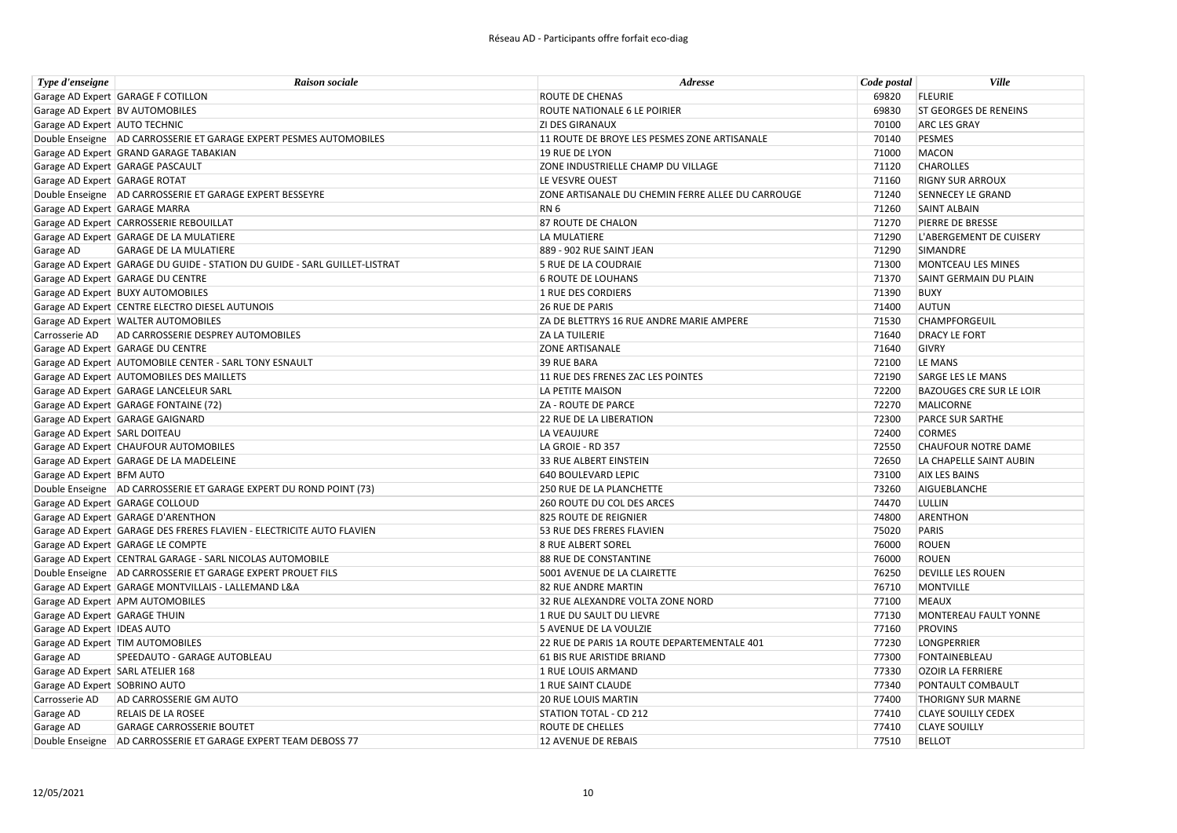| Type d'enseigne | Raison sociale | Adresse | Code postal | Ville |
|---|---|---|---|---|
| Garage AD Expert | GARAGE F COTILLON | ROUTE DE CHENAS | 69820 | FLEURIE |
| Garage AD Expert | BV AUTOMOBILES | ROUTE NATIONALE 6 LE POIRIER | 69830 | ST GEORGES DE RENEINS |
| Garage AD Expert | AUTO TECHNIC | ZI DES GIRANAUX | 70100 | ARC LES GRAY |
| Double Enseigne | AD CARROSSERIE ET GARAGE EXPERT PESMES AUTOMOBILES | 11 ROUTE DE BROYE LES PESMES ZONE ARTISANALE | 70140 | PESMES |
| Garage AD Expert | GRAND GARAGE TABAKIAN | 19 RUE DE LYON | 71000 | MACON |
| Garage AD Expert | GARAGE PASCAULT | ZONE INDUSTRIELLE CHAMP DU VILLAGE | 71120 | CHAROLLES |
| Garage AD Expert | GARAGE ROTAT | LE VESVRE OUEST | 71160 | RIGNY SUR ARROUX |
| Double Enseigne | AD CARROSSERIE ET GARAGE EXPERT BESSEYRE | ZONE ARTISANALE DU CHEMIN FERRE ALLEE DU CARROUGE | 71240 | SENNECEY LE GRAND |
| Garage AD Expert | GARAGE MARRA | RN 6 | 71260 | SAINT ALBAIN |
| Garage AD Expert | CARROSSERIE REBOUILLAT | 87 ROUTE DE CHALON | 71270 | PIERRE DE BRESSE |
| Garage AD Expert | GARAGE DE LA MULATIERE | LA MULATIERE | 71290 | L'ABERGEMENT DE CUISERY |
| Garage AD | GARAGE DE LA MULATIERE | 889 - 902 RUE SAINT JEAN | 71290 | SIMANDRE |
| Garage AD Expert | GARAGE DU GUIDE - STATION DU GUIDE - SARL GUILLET-LISTRAT | 5 RUE DE LA COUDRAIE | 71300 | MONTCEAU LES MINES |
| Garage AD Expert | GARAGE DU CENTRE | 6 ROUTE DE LOUHANS | 71370 | SAINT GERMAIN DU PLAIN |
| Garage AD Expert | BUXY AUTOMOBILES | 1 RUE DES CORDIERS | 71390 | BUXY |
| Garage AD Expert | CENTRE ELECTRO DIESEL AUTUNOIS | 26 RUE DE PARIS | 71400 | AUTUN |
| Garage AD Expert | WALTER AUTOMOBILES | ZA DE BLETTRYS 16 RUE ANDRE MARIE AMPERE | 71530 | CHAMPFORGEUIL |
| Carrosserie AD | AD CARROSSERIE DESPREY AUTOMOBILES | ZA LA TUILERIE | 71640 | DRACY LE FORT |
| Garage AD Expert | GARAGE DU CENTRE | ZONE ARTISANALE | 71640 | GIVRY |
| Garage AD Expert | AUTOMOBILE CENTER - SARL TONY ESNAULT | 39 RUE BARA | 72100 | LE MANS |
| Garage AD Expert | AUTOMOBILES DES MAILLETS | 11 RUE DES FRENES ZAC LES POINTES | 72190 | SARGE LES LE MANS |
| Garage AD Expert | GARAGE LANCELEUR SARL | LA PETITE MAISON | 72200 | BAZOUGES CRE SUR LE LOIR |
| Garage AD Expert | GARAGE FONTAINE (72) | ZA - ROUTE DE PARCE | 72270 | MALICORNE |
| Garage AD Expert | GARAGE GAIGNARD | 22 RUE DE LA LIBERATION | 72300 | PARCE SUR SARTHE |
| Garage AD Expert | SARL DOITEAU | LA VEAUJURE | 72400 | CORMES |
| Garage AD Expert | CHAUFOUR AUTOMOBILES | LA GROIE - RD 357 | 72550 | CHAUFOUR NOTRE DAME |
| Garage AD Expert | GARAGE DE LA MADELEINE | 33 RUE ALBERT EINSTEIN | 72650 | LA CHAPELLE SAINT AUBIN |
| Garage AD Expert | BFM AUTO | 640 BOULEVARD LEPIC | 73100 | AIX LES BAINS |
| Double Enseigne | AD CARROSSERIE ET GARAGE EXPERT DU ROND POINT (73) | 250 RUE DE LA PLANCHETTE | 73260 | AIGUEBLANCHE |
| Garage AD Expert | GARAGE COLLOUD | 260 ROUTE DU COL DES ARCES | 74470 | LULLIN |
| Garage AD Expert | GARAGE D'ARENTHON | 825 ROUTE DE REIGNIER | 74800 | ARENTHON |
| Garage AD Expert | GARAGE DES FRERES FLAVIEN - ELECTRICITE AUTO FLAVIEN | 53 RUE DES FRERES FLAVIEN | 75020 | PARIS |
| Garage AD Expert | GARAGE LE COMPTE | 8 RUE ALBERT SOREL | 76000 | ROUEN |
| Garage AD Expert | CENTRAL GARAGE - SARL NICOLAS AUTOMOBILE | 88 RUE DE CONSTANTINE | 76000 | ROUEN |
| Double Enseigne | AD CARROSSERIE ET GARAGE EXPERT PROUET FILS | 5001 AVENUE DE LA CLAIRETTE | 76250 | DEVILLE LES ROUEN |
| Garage AD Expert | GARAGE MONTVILLAIS - LALLEMAND L&A | 82 RUE ANDRE MARTIN | 76710 | MONTVILLE |
| Garage AD Expert | APM AUTOMOBILES | 32 RUE ALEXANDRE VOLTA ZONE NORD | 77100 | MEAUX |
| Garage AD Expert | GARAGE THUIN | 1 RUE DU SAULT DU LIEVRE | 77130 | MONTEREAU FAULT YONNE |
| Garage AD Expert | IDEAS AUTO | 5 AVENUE DE LA VOULZIE | 77160 | PROVINS |
| Garage AD Expert | TIM AUTOMOBILES | 22 RUE DE PARIS 1A ROUTE DEPARTEMENTALE 401 | 77230 | LONGPERRIER |
| Garage AD | SPEEDAUTO - GARAGE AUTOBLEAU | 61 BIS RUE ARISTIDE BRIAND | 77300 | FONTAINEBLEAU |
| Garage AD Expert | SARL ATELIER 168 | 1 RUE LOUIS ARMAND | 77330 | OZOIR LA FERRIERE |
| Garage AD Expert | SOBRINO AUTO | 1 RUE SAINT CLAUDE | 77340 | PONTAULT COMBAULT |
| Carrosserie AD | AD CARROSSERIE GM AUTO | 20 RUE LOUIS MARTIN | 77400 | THORIGNY SUR MARNE |
| Garage AD | RELAIS DE LA ROSEE | STATION TOTAL - CD 212 | 77410 | CLAYE SOUILLY CEDEX |
| Garage AD | GARAGE CARROSSERIE BOUTET | ROUTE DE CHELLES | 77410 | CLAYE SOUILLY |
| Double Enseigne | AD CARROSSERIE ET GARAGE EXPERT TEAM DEBOSS 77 | 12 AVENUE DE REBAIS | 77510 | BELLOT |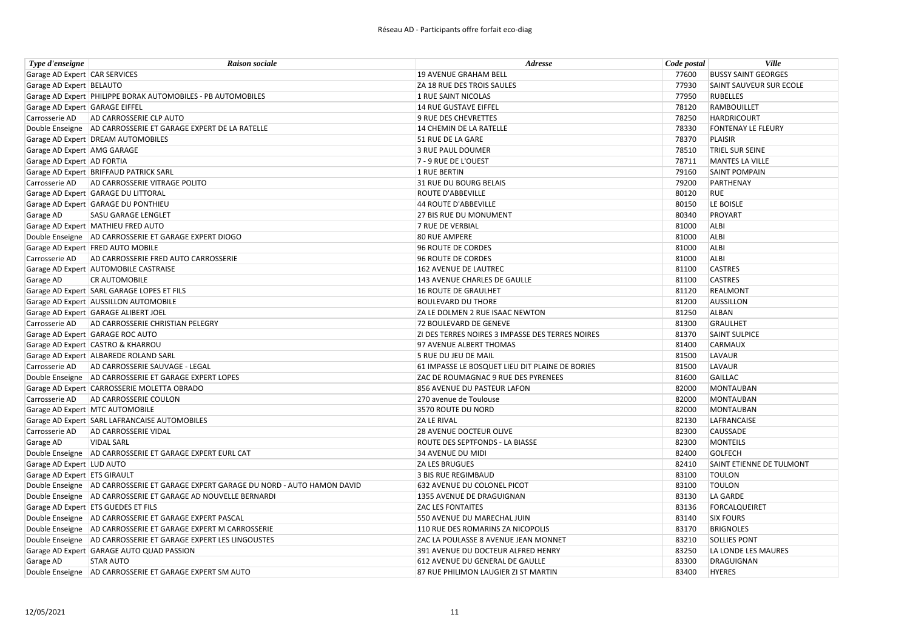| Type d'enseigne | Raison sociale | Adresse | Code postal | Ville |
|---|---|---|---|---|
| Garage AD Expert | CAR SERVICES | 19 AVENUE GRAHAM BELL | 77600 | BUSSY SAINT GEORGES |
| Garage AD Expert | BELAUTO | ZA 18 RUE DES TROIS SAULES | 77930 | SAINT SAUVEUR SUR ECOLE |
| Garage AD Expert | PHILIPPE BORAK AUTOMOBILES - PB AUTOMOBILES | 1 RUE SAINT NICOLAS | 77950 | RUBELLES |
| Garage AD Expert | GARAGE EIFFEL | 14 RUE GUSTAVE EIFFEL | 78120 | RAMBOUILLET |
| Carrosserie AD | AD CARROSSERIE CLP AUTO | 9 RUE DES CHEVRETTES | 78250 | HARDRICOURT |
| Double Enseigne | AD CARROSSERIE ET GARAGE EXPERT DE LA RATELLE | 14 CHEMIN DE LA RATELLE | 78330 | FONTENAY LE FLEURY |
| Garage AD Expert | DREAM AUTOMOBILES | 51 RUE DE LA GARE | 78370 | PLAISIR |
| Garage AD Expert | AMG GARAGE | 3 RUE PAUL DOUMER | 78510 | TRIEL SUR SEINE |
| Garage AD Expert | AD FORTIA | 7 - 9 RUE DE L'OUEST | 78711 | MANTES LA VILLE |
| Garage AD Expert | BRIFFAUD PATRICK SARL | 1 RUE BERTIN | 79160 | SAINT POMPAIN |
| Carrosserie AD | AD CARROSSERIE VITRAGE POLITO | 31 RUE DU BOURG BELAIS | 79200 | PARTHENAY |
| Garage AD Expert | GARAGE DU LITTORAL | ROUTE D'ABBEVILLE | 80120 | RUE |
| Garage AD Expert | GARAGE DU PONTHIEU | 44 ROUTE D'ABBEVILLE | 80150 | LE BOISLE |
| Garage AD | SASU GARAGE LENGLET | 27 BIS RUE DU MONUMENT | 80340 | PROYART |
| Garage AD Expert | MATHIEU FRED AUTO | 7 RUE DE VERBIAL | 81000 | ALBI |
| Double Enseigne | AD CARROSSERIE ET GARAGE EXPERT DIOGO | 80 RUE AMPERE | 81000 | ALBI |
| Garage AD Expert | FRED AUTO MOBILE | 96 ROUTE DE CORDES | 81000 | ALBI |
| Carrosserie AD | AD CARROSSERIE FRED AUTO CARROSSERIE | 96 ROUTE DE CORDES | 81000 | ALBI |
| Garage AD Expert | AUTOMOBILE CASTRAISE | 162 AVENUE DE LAUTREC | 81100 | CASTRES |
| Garage AD | CR AUTOMOBILE | 143 AVENUE CHARLES DE GAULLE | 81100 | CASTRES |
| Garage AD Expert | SARL GARAGE LOPES ET FILS | 16 ROUTE DE GRAULHET | 81120 | REALMONT |
| Garage AD Expert | AUSSILLON AUTOMOBILE | BOULEVARD DU THORE | 81200 | AUSSILLON |
| Garage AD Expert | GARAGE ALIBERT JOEL | ZA LE DOLMEN 2 RUE ISAAC NEWTON | 81250 | ALBAN |
| Carrosserie AD | AD CARROSSERIE CHRISTIAN PELEGRY | 72 BOULEVARD DE GENEVE | 81300 | GRAULHET |
| Garage AD Expert | GARAGE ROC AUTO | ZI DES TERRES NOIRES 3 IMPASSE DES TERRES NOIRES | 81370 | SAINT SULPICE |
| Garage AD Expert | CASTRO & KHARROU | 97 AVENUE ALBERT THOMAS | 81400 | CARMAUX |
| Garage AD Expert | ALBAREDE ROLAND SARL | 5 RUE DU JEU DE MAIL | 81500 | LAVAUR |
| Carrosserie AD | AD CARROSSERIE SAUVAGE - LEGAL | 61 IMPASSE LE BOSQUET LIEU DIT PLAINE DE BORIES | 81500 | LAVAUR |
| Double Enseigne | AD CARROSSERIE ET GARAGE EXPERT LOPES | ZAC DE ROUMAGNAC 9 RUE DES PYRENEES | 81600 | GAILLAC |
| Garage AD Expert | CARROSSERIE MOLETTA OBRADO | 856 AVENUE DU PASTEUR LAFON | 82000 | MONTAUBAN |
| Carrosserie AD | AD CARROSSERIE COULON | 270 avenue de Toulouse | 82000 | MONTAUBAN |
| Garage AD Expert | MTC AUTOMOBILE | 3570 ROUTE DU NORD | 82000 | MONTAUBAN |
| Garage AD Expert | SARL LAFRANCAISE AUTOMOBILES | ZA LE RIVAL | 82130 | LAFRANCAISE |
| Carrosserie AD | AD CARROSSERIE VIDAL | 28 AVENUE DOCTEUR OLIVE | 82300 | CAUSSADE |
| Garage AD | VIDAL SARL | ROUTE DES SEPTFONDS - LA BIASSE | 82300 | MONTEILS |
| Double Enseigne | AD CARROSSERIE ET GARAGE EXPERT EURL CAT | 34 AVENUE DU MIDI | 82400 | GOLFECH |
| Garage AD Expert | LUD AUTO | ZA LES BRUGUES | 82410 | SAINT ETIENNE DE TULMONT |
| Garage AD Expert | ETS GIRAULT | 3 BIS RUE REGIMBAUD | 83100 | TOULON |
| Double Enseigne | AD CARROSSERIE ET GARAGE EXPERT GARAGE DU NORD - AUTO HAMON DAVID | 632 AVENUE DU COLONEL PICOT | 83100 | TOULON |
| Double Enseigne | AD CARROSSERIE ET GARAGE AD NOUVELLE BERNARDI | 1355 AVENUE DE DRAGUIGNAN | 83130 | LA GARDE |
| Garage AD Expert | ETS GUEDES ET FILS | ZAC LES FONTAITES | 83136 | FORCALQUEIRET |
| Double Enseigne | AD CARROSSERIE ET GARAGE EXPERT PASCAL | 550 AVENUE DU MARECHAL JUIN | 83140 | SIX FOURS |
| Double Enseigne | AD CARROSSERIE ET GARAGE EXPERT M CARROSSERIE | 110 RUE DES ROMARINS ZA NICOPOLIS | 83170 | BRIGNOLES |
| Double Enseigne | AD CARROSSERIE ET GARAGE EXPERT LES LINGOUSTES | ZAC LA POULASSE 8 AVENUE JEAN MONNET | 83210 | SOLLIES PONT |
| Garage AD Expert | GARAGE AUTO QUAD PASSION | 391 AVENUE DU DOCTEUR ALFRED HENRY | 83250 | LA LONDE LES MAURES |
| Garage AD | STAR AUTO | 612 AVENUE DU GENERAL DE GAULLE | 83300 | DRAGUIGNAN |
| Double Enseigne | AD CARROSSERIE ET GARAGE EXPERT SM AUTO | 87 RUE PHILIMON LAUGIER ZI ST MARTIN | 83400 | HYERES |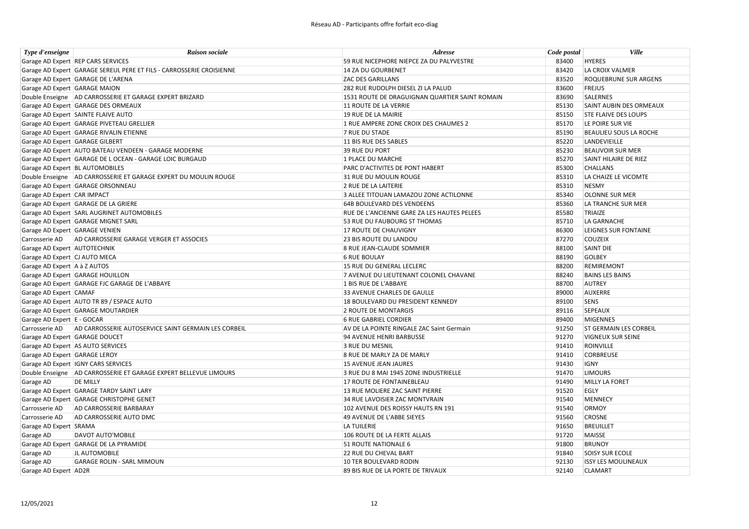| Type d'enseigne | Raison sociale | Adresse | Code postal | Ville |
|---|---|---|---|---|
| Garage AD Expert | REP CARS SERVICES | 59 RUE NICEPHORE NIEPCE ZA DU PALYVESTRE | 83400 | HYERES |
| Garage AD Expert | GARAGE SEREUL PERE ET FILS - CARROSSERIE CROISIENNE | 14 ZA DU GOURBENET | 83420 | LA CROIX VALMER |
| Garage AD Expert | GARAGE DE L'ARENA | ZAC DES GARILLANS | 83520 | ROQUEBRUNE SUR ARGENS |
| Garage AD Expert | GARAGE MAION | 282 RUE RUDOLPH DIESEL ZI LA PALUD | 83600 | FREJUS |
| Double Enseigne | AD CARROSSERIE ET GARAGE EXPERT BRIZARD | 1531 ROUTE DE DRAGUIGNAN QUARTIER SAINT ROMAIN | 83690 | SALERNES |
| Garage AD Expert | GARAGE DES ORMEAUX | 11 ROUTE DE LA VERRIE | 85130 | SAINT AUBIN DES ORMEAUX |
| Garage AD Expert | SAINTE FLAIVE AUTO | 19 RUE DE LA MAIRIE | 85150 | STE FLAIVE DES LOUPS |
| Garage AD Expert | GARAGE PIVETEAU GRELLIER | 1 RUE AMPERE ZONE CROIX DES CHAUMES 2 | 85170 | LE POIRE SUR VIE |
| Garage AD Expert | GARAGE RIVALIN ETIENNE | 7 RUE DU STADE | 85190 | BEAULIEU SOUS LA ROCHE |
| Garage AD Expert | GARAGE GILBERT | 11 BIS RUE DES SABLES | 85220 | LANDEVIEILLE |
| Garage AD Expert | AUTO BATEAU VENDEEN - GARAGE MODERNE | 39 RUE DU PORT | 85230 | BEAUVOIR SUR MER |
| Garage AD Expert | GARAGE DE L OCEAN - GARAGE LOIC BURGAUD | 1 PLACE DU MARCHE | 85270 | SAINT HILAIRE DE RIEZ |
| Garage AD Expert | BL AUTOMOBILES | PARC D'ACTIVITES DE PONT HABERT | 85300 | CHALLANS |
| Double Enseigne | AD CARROSSERIE ET GARAGE EXPERT DU MOULIN ROUGE | 31 RUE DU MOULIN ROUGE | 85310 | LA CHAIZE LE VICOMTE |
| Garage AD Expert | GARAGE ORSONNEAU | 2 RUE DE LA LAITERIE | 85310 | NESMY |
| Garage AD Expert | CAR IMPACT | 3 ALLEE TITOUAN LAMAZOU ZONE ACTILONNE | 85340 | OLONNE SUR MER |
| Garage AD Expert | GARAGE DE LA GRIERE | 64B BOULEVARD DES VENDEENS | 85360 | LA TRANCHE SUR MER |
| Garage AD Expert | SARL AUGRINET AUTOMOBILES | RUE DE L'ANCIENNE GARE ZA LES HAUTES PELEES | 85580 | TRIAIZE |
| Garage AD Expert | GARAGE MIGNET SARL | 53 RUE DU FAUBOURG ST THOMAS | 85710 | LA GARNACHE |
| Garage AD Expert | GARAGE VENIEN | 17 ROUTE DE CHAUVIGNY | 86300 | LEIGNES SUR FONTAINE |
| Carrosserie AD | AD CARROSSERIE GARAGE VERGER ET ASSOCIES | 23 BIS ROUTE DU LANDOU | 87270 | COUZEIX |
| Garage AD Expert | AUTOTECHNIK | 8 RUE JEAN-CLAUDE SOMMIER | 88100 | SAINT DIE |
| Garage AD Expert | CJ AUTO MECA | 6 RUE BOULAY | 88190 | GOLBEY |
| Garage AD Expert | A à Z AUTOS | 15 RUE DU GENERAL LECLERC | 88200 | REMIREMONT |
| Garage AD Expert | GARAGE HOUILLON | 7 AVENUE DU LIEUTENANT COLONEL CHAVANE | 88240 | BAINS LES BAINS |
| Garage AD Expert | GARAGE FJC GARAGE DE L'ABBAYE | 1 BIS RUE DE L'ABBAYE | 88700 | AUTREY |
| Garage AD Expert | CAMAF | 33 AVENUE CHARLES DE GAULLE | 89000 | AUXERRE |
| Garage AD Expert | AUTO TR 89 / ESPACE AUTO | 18 BOULEVARD DU PRESIDENT KENNEDY | 89100 | SENS |
| Garage AD Expert | GARAGE MOUTARDIER | 2 ROUTE DE MONTARGIS | 89116 | SEPEAUX |
| Garage AD Expert | E - GOCAR | 6 RUE GABRIEL CORDIER | 89400 | MIGENNES |
| Carrosserie AD | AD CARROSSERIE AUTOSERVICE SAINT GERMAIN LES CORBEIL | AV DE LA POINTE RINGALE ZAC Saint Germain | 91250 | ST GERMAIN LES CORBEIL |
| Garage AD Expert | GARAGE DOUCET | 94 AVENUE HENRI BARBUSSE | 91270 | VIGNEUX SUR SEINE |
| Garage AD Expert | AS AUTO SERVICES | 3 RUE DU MESNIL | 91410 | ROINVILLE |
| Garage AD Expert | GARAGE LEROY | 8 RUE DE MARLY ZA DE MARLY | 91410 | CORBREUSE |
| Garage AD Expert | IGNY CARS SERVICES | 15 AVENUE JEAN JAURES | 91430 | IGNY |
| Double Enseigne | AD CARROSSERIE ET GARAGE EXPERT BELLEVUE LIMOURS | 3 RUE DU 8 MAI 1945 ZONE INDUSTRIELLE | 91470 | LIMOURS |
| Garage AD | DE MILLY | 17 ROUTE DE FONTAINEBLEAU | 91490 | MILLY LA FORET |
| Garage AD Expert | GARAGE TARDY SAINT LARY | 13 RUE MOLIERE ZAC SAINT PIERRE | 91520 | EGLY |
| Garage AD Expert | GARAGE CHRISTOPHE GENET | 34 RUE LAVOISIER ZAC MONTVRAIN | 91540 | MENNECY |
| Carrosserie AD | AD CARROSSERIE BARBARAY | 102 AVENUE DES ROISSY HAUTS RN 191 | 91540 | ORMOY |
| Carrosserie AD | AD CARROSSERIE AUTO DMC | 49 AVENUE DE L'ABBE SIEYES | 91560 | CROSNE |
| Garage AD Expert | SRAMA | LA TUILERIE | 91650 | BREUILLET |
| Garage AD | DAVOT AUTO'MOBILE | 106 ROUTE DE LA FERTE ALLAIS | 91720 | MAISSE |
| Garage AD Expert | GARAGE DE LA PYRAMIDE | 51 ROUTE NATIONALE 6 | 91800 | BRUNOY |
| Garage AD | JL AUTOMOBILE | 22 RUE DU CHEVAL BART | 91840 | SOISY SUR ECOLE |
| Garage AD | GARAGE ROLIN - SARL MIMOUN | 10 TER BOULEVARD RODIN | 92130 | ISSY LES MOULINEAUX |
| Garage AD Expert | AD2R | 89 BIS RUE DE LA PORTE DE TRIVAUX | 92140 | CLAMART |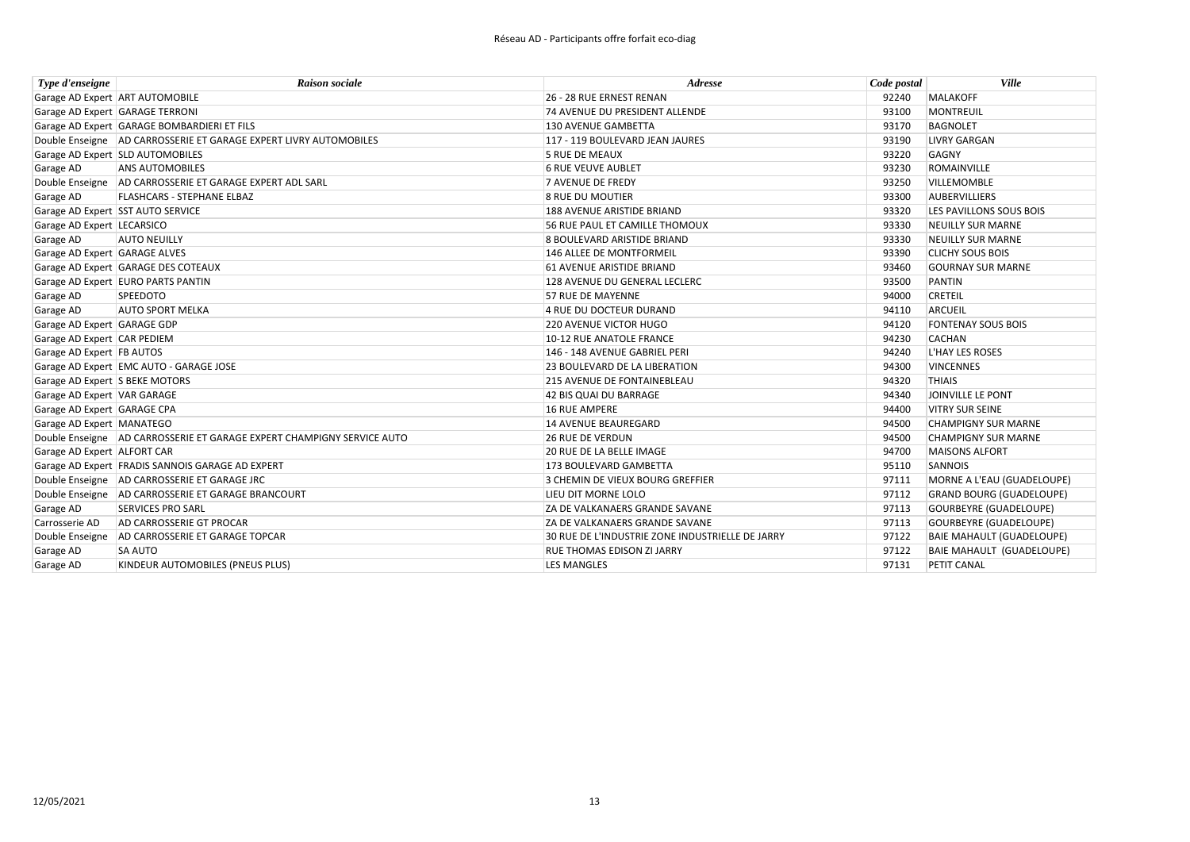Réseau AD - Participants offre forfait eco-diag

| *Type d'enseigne* | *Raison sociale* | *Adresse* | *Code postal* | *Ville* |
|---|---|---|---|---|
| Garage AD Expert | ART AUTOMOBILE | 26 - 28 RUE ERNEST RENAN | 92240 | MALAKOFF |
| Garage AD Expert | GARAGE TERRONI | 74 AVENUE DU PRESIDENT ALLENDE | 93100 | MONTREUIL |
| Garage AD Expert | GARAGE BOMBARDIERI ET FILS | 130 AVENUE GAMBETTA | 93170 | BAGNOLET |
| Double Enseigne | AD CARROSSERIE ET GARAGE EXPERT LIVRY AUTOMOBILES | 117 - 119 BOULEVARD JEAN JAURES | 93190 | LIVRY GARGAN |
| Garage AD Expert | SLD AUTOMOBILES | 5 RUE DE MEAUX | 93220 | GAGNY |
| Garage AD | ANS AUTOMOBILES | 6 RUE VEUVE AUBLET | 93230 | ROMAINVILLE |
| Double Enseigne | AD CARROSSERIE ET GARAGE EXPERT ADL SARL | 7 AVENUE DE FREDY | 93250 | VILLEMOMBLE |
| Garage AD | FLASHCARS - STEPHANE ELBAZ | 8 RUE DU MOUTIER | 93300 | AUBERVILLIERS |
| Garage AD Expert | SST AUTO SERVICE | 188 AVENUE ARISTIDE BRIAND | 93320 | LES PAVILLONS SOUS BOIS |
| Garage AD Expert | LECARSICO | 56 RUE PAUL ET CAMILLE THOMOUX | 93330 | NEUILLY SUR MARNE |
| Garage AD | AUTO NEUILLY | 8 BOULEVARD ARISTIDE BRIAND | 93330 | NEUILLY SUR MARNE |
| Garage AD Expert | GARAGE ALVES | 146 ALLEE DE MONTFORMEIL | 93390 | CLICHY SOUS BOIS |
| Garage AD Expert | GARAGE DES COTEAUX | 61 AVENUE ARISTIDE BRIAND | 93460 | GOURNAY SUR MARNE |
| Garage AD Expert | EURO PARTS PANTIN | 128 AVENUE DU GENERAL LECLERC | 93500 | PANTIN |
| Garage AD | SPEEDOTO | 57 RUE DE MAYENNE | 94000 | CRETEIL |
| Garage AD | AUTO SPORT MELKA | 4 RUE DU DOCTEUR DURAND | 94110 | ARCUEIL |
| Garage AD Expert | GARAGE GDP | 220 AVENUE VICTOR HUGO | 94120 | FONTENAY SOUS BOIS |
| Garage AD Expert | CAR PEDIEM | 10-12 RUE ANATOLE FRANCE | 94230 | CACHAN |
| Garage AD Expert | FB AUTOS | 146 - 148 AVENUE GABRIEL PERI | 94240 | L'HAY LES ROSES |
| Garage AD Expert | EMC AUTO - GARAGE JOSE | 23 BOULEVARD DE LA LIBERATION | 94300 | VINCENNES |
| Garage AD Expert | S BEKE MOTORS | 215 AVENUE DE FONTAINEBLEAU | 94320 | THIAIS |
| Garage AD Expert | VAR GARAGE | 42 BIS QUAI DU BARRAGE | 94340 | JOINVILLE LE PONT |
| Garage AD Expert | GARAGE CPA | 16 RUE AMPERE | 94400 | VITRY SUR SEINE |
| Garage AD Expert | MANATEGO | 14 AVENUE BEAUREGARD | 94500 | CHAMPIGNY SUR MARNE |
| Double Enseigne | AD CARROSSERIE ET GARAGE EXPERT CHAMPIGNY SERVICE AUTO | 26 RUE DE VERDUN | 94500 | CHAMPIGNY SUR MARNE |
| Garage AD Expert | ALFORT CAR | 20 RUE DE LA BELLE IMAGE | 94700 | MAISONS ALFORT |
| Garage AD Expert | FRADIS SANNOIS GARAGE AD EXPERT | 173 BOULEVARD GAMBETTA | 95110 | SANNOIS |
| Double Enseigne | AD CARROSSERIE ET GARAGE JRC | 3 CHEMIN DE VIEUX BOURG GREFFIER | 97111 | MORNE A L'EAU (GUADELOUPE) |
| Double Enseigne | AD CARROSSERIE ET GARAGE BRANCOURT | LIEU DIT MORNE LOLO | 97112 | GRAND BOURG (GUADELOUPE) |
| Garage AD | SERVICES PRO SARL | ZA DE VALKANAERS GRANDE SAVANE | 97113 | GOURBEYRE (GUADELOUPE) |
| Carrosserie AD | AD CARROSSERIE GT PROCAR | ZA DE VALKANAERS GRANDE SAVANE | 97113 | GOURBEYRE (GUADELOUPE) |
| Double Enseigne | AD CARROSSERIE ET GARAGE TOPCAR | 30 RUE DE L'INDUSTRIE ZONE INDUSTRIELLE DE JARRY | 97122 | BAIE MAHAULT (GUADELOUPE) |
| Garage AD | SA AUTO | RUE THOMAS EDISON ZI JARRY | 97122 | BAIE MAHAULT (GUADELOUPE) |
| Garage AD | KINDEUR AUTOMOBILES (PNEUS PLUS) | LES MANGLES | 97131 | PETIT CANAL |

12/05/2021